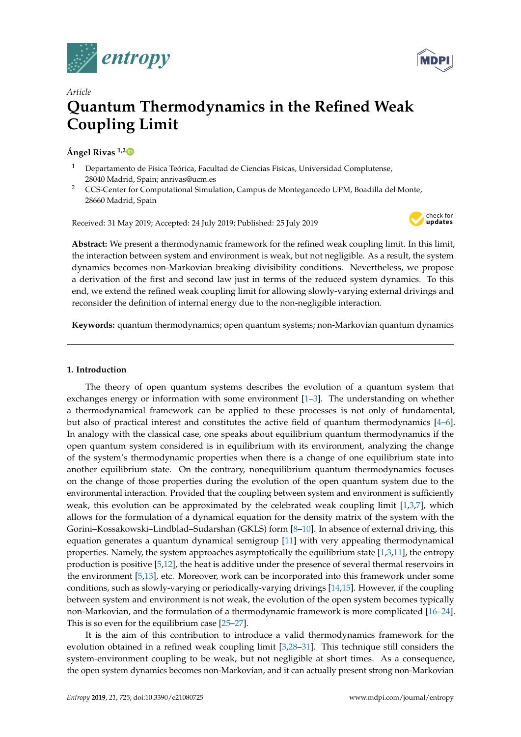*Article*

# Quantum Thermodynamics in the Refined Weak Coupling Limit

**Ángel Rivas [1,2]**

[1] Departamento de Física Teórica, Facultad de Ciencias Físicas, Universidad Complutense, 28040 Madrid, Spain; anrivas@ucm.es

[2] CCS-Center for Computational Simulation, Campus de Montegancedo UPM, Boadilla del Monte, 28660 Madrid, Spain

Received: 31 May 2019; Accepted: 24 July 2019; Published: 25 July 2019

**Abstract:** We present a thermodynamic framework for the refined weak coupling limit. In this limit, the interaction between system and environment is weak, but not negligible. As a result, the system dynamics becomes non-Markovian breaking divisibility conditions. Nevertheless, we propose a derivation of the first and second law just in terms of the reduced system dynamics. To this end, we extend the refined weak coupling limit for allowing slowly-varying external drivings and reconsider the definition of internal energy due to the non-negligible interaction.

**Keywords:** quantum thermodynamics; open quantum systems; non-Markovian quantum dynamics

## 1. Introduction

The theory of open quantum systems describes the evolution of a quantum system that exchanges energy or information with some environment [1–3]. The understanding on whether a thermodynamical framework can be applied to these processes is not only of fundamental, but also of practical interest and constitutes the active field of quantum thermodynamics [4–6]. In analogy with the classical case, one speaks about equilibrium quantum thermodynamics if the open quantum system considered is in equilibrium with its environment, analyzing the change of the system's thermodynamic properties when there is a change of one equilibrium state into another equilibrium state. On the contrary, nonequilibrium quantum thermodynamics focuses on the change of those properties during the evolution of the open quantum system due to the environmental interaction. Provided that the coupling between system and environment is sufficiently weak, this evolution can be approximated by the celebrated weak coupling limit [1,3,7], which allows for the formulation of a dynamical equation for the density matrix of the system with the Gorini–Kossakowski–Lindblad–Sudarshan (GKLS) form [8–10]. In absence of external driving, this equation generates a quantum dynamical semigroup [11] with very appealing thermodynamical properties. Namely, the system approaches asymptotically the equilibrium state [1,3,11], the entropy production is positive [5,12], the heat is additive under the presence of several thermal reservoirs in the environment [5,13], etc. Moreover, work can be incorporated into this framework under some conditions, such as slowly-varying or periodically-varying drivings [14,15]. However, if the coupling between system and environment is not weak, the evolution of the open system becomes typically non-Markovian, and the formulation of a thermodynamic framework is more complicated [16–24]. This is so even for the equilibrium case [25–27].

It is the aim of this contribution to introduce a valid thermodynamics framework for the evolution obtained in a refined weak coupling limit [3,28–31]. This technique still considers the system-environment coupling to be weak, but not negligible at short times. As a consequence, the open system dynamics becomes non-Markovian, and it can actually present strong non-Markovian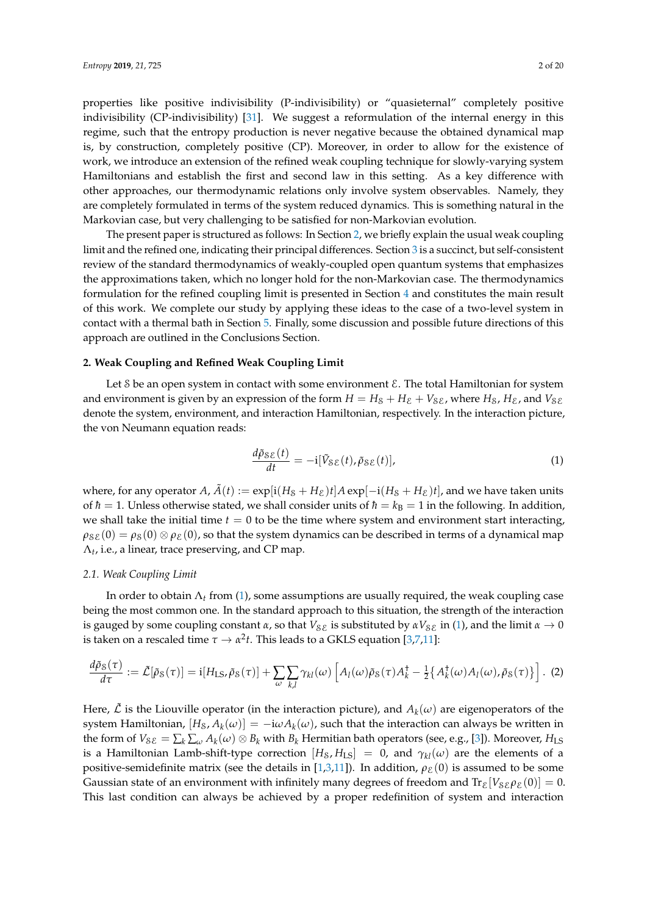properties like positive indivisibility (P-indivisibility) or "quasieternal" completely positive indivisibility (CP-indivisibility) [31]. We suggest a reformulation of the internal energy in this regime, such that the entropy production is never negative because the obtained dynamical map is, by construction, completely positive (CP). Moreover, in order to allow for the existence of work, we introduce an extension of the refined weak coupling technique for slowly-varying system Hamiltonians and establish the first and second law in this setting. As a key difference with other approaches, our thermodynamic relations only involve system observables. Namely, they are completely formulated in terms of the system reduced dynamics. This is something natural in the Markovian case, but very challenging to be satisfied for non-Markovian evolution.

The present paper is structured as follows: In Section 2, we briefly explain the usual weak coupling limit and the refined one, indicating their principal differences. Section 3 is a succinct, but self-consistent review of the standard thermodynamics of weakly-coupled open quantum systems that emphasizes the approximations taken, which no longer hold for the non-Markovian case. The thermodynamics formulation for the refined coupling limit is presented in Section 4 and constitutes the main result of this work. We complete our study by applying these ideas to the case of a two-level system in contact with a thermal bath in Section 5. Finally, some discussion and possible future directions of this approach are outlined in the Conclusions Section.

## 2. Weak Coupling and Refined Weak Coupling Limit

Let $\mathcal{S}$ be an open system in contact with some environment $\mathcal{E}$. The total Hamiltonian for system and environment is given by an expression of the form $H = H_{\mathcal{S}} + H_{\mathcal{E}} + V_{\mathcal{S}\mathcal{E}}$, where $H_{\mathcal{S}}$, $H_{\mathcal{E}}$, and $V_{\mathcal{S}\mathcal{E}}$ denote the system, environment, and interaction Hamiltonian, respectively. In the interaction picture, the von Neumann equation reads:

$$\frac{d\tilde{\rho}_{\mathcal{S}\mathcal{E}}(t)}{dt} = -\mathrm{i}[\tilde{V}_{\mathcal{S}\mathcal{E}}(t), \tilde{\rho}_{\mathcal{S}\mathcal{E}}(t)], \tag{1}$$

where, for any operator $A$, $\tilde{A}(t) := \exp[\mathrm{i}(H_{\mathcal{S}} + H_{\mathcal{E}})t] A \exp[-\mathrm{i}(H_{\mathcal{S}} + H_{\mathcal{E}})t]$, and we have taken units of $\hbar = 1$. Unless otherwise stated, we shall consider units of $\hbar = k_{\mathrm{B}} = 1$ in the following. In addition, we shall take the initial time $t = 0$ to be the time where system and environment start interacting, $\rho_{\mathcal{S}\mathcal{E}}(0) = \rho_{\mathcal{S}}(0) \otimes \rho_{\mathcal{E}}(0)$, so that the system dynamics can be described in terms of a dynamical map $\Lambda_t$, i.e., a linear, trace preserving, and CP map.

### 2.1. Weak Coupling Limit

In order to obtain $\Lambda_t$ from (1), some assumptions are usually required, the weak coupling case being the most common one. In the standard approach to this situation, the strength of the interaction is gauged by some coupling constant $\alpha$, so that $V_{\mathcal{S}\mathcal{E}}$ is substituted by $\alpha V_{\mathcal{S}\mathcal{E}}$ in (1), and the limit $\alpha \to 0$ is taken on a rescaled time $\tau \to \alpha^2 t$. This leads to a GKLS equation [3,7,11]:

$$\frac{d\tilde{\rho}_{\mathcal{S}}(\tau)}{d\tau} := \tilde{\mathcal{L}}[\tilde{\rho}_{\mathcal{S}}(\tau)] = \mathrm{i}[H_{\mathrm{LS}}, \tilde{\rho}_{\mathcal{S}}(\tau)] + \sum_{\omega} \sum_{k,l} \gamma_{kl}(\omega) \left[ A_l(\omega) \tilde{\rho}_{\mathcal{S}}(\tau) A_k^{\dagger} - \tfrac{1}{2} \left\{ A_k^{\dagger}(\omega) A_l(\omega), \tilde{\rho}_{\mathcal{S}}(\tau) \right\} \right]. \tag{2}$$

Here, $\tilde{\mathcal{L}}$ is the Liouville operator (in the interaction picture), and $A_k(\omega)$ are eigenoperators of the system Hamiltonian, $[H_{\mathcal{S}}, A_k(\omega)] = -\mathrm{i}\omega A_k(\omega)$, such that the interaction can always be written in the form of $V_{\mathcal{S}\mathcal{E}} = \sum_k \sum_{\omega} A_k(\omega) \otimes B_k$ with $B_k$ Hermitian bath operators (see, e.g., [3]). Moreover, $H_{\mathrm{LS}}$ is a Hamiltonian Lamb-shift-type correction $[H_{\mathcal{S}}, H_{\mathrm{LS}}] = 0$, and $\gamma_{kl}(\omega)$ are the elements of a positive-semidefinite matrix (see the details in [1,3,11]). In addition, $\rho_{\mathcal{E}}(0)$ is assumed to be some Gaussian state of an environment with infinitely many degrees of freedom and $\mathrm{Tr}_{\mathcal{E}}[V_{\mathcal{S}\mathcal{E}}\rho_{\mathcal{E}}(0)] = 0$. This last condition can always be achieved by a proper redefinition of system and interaction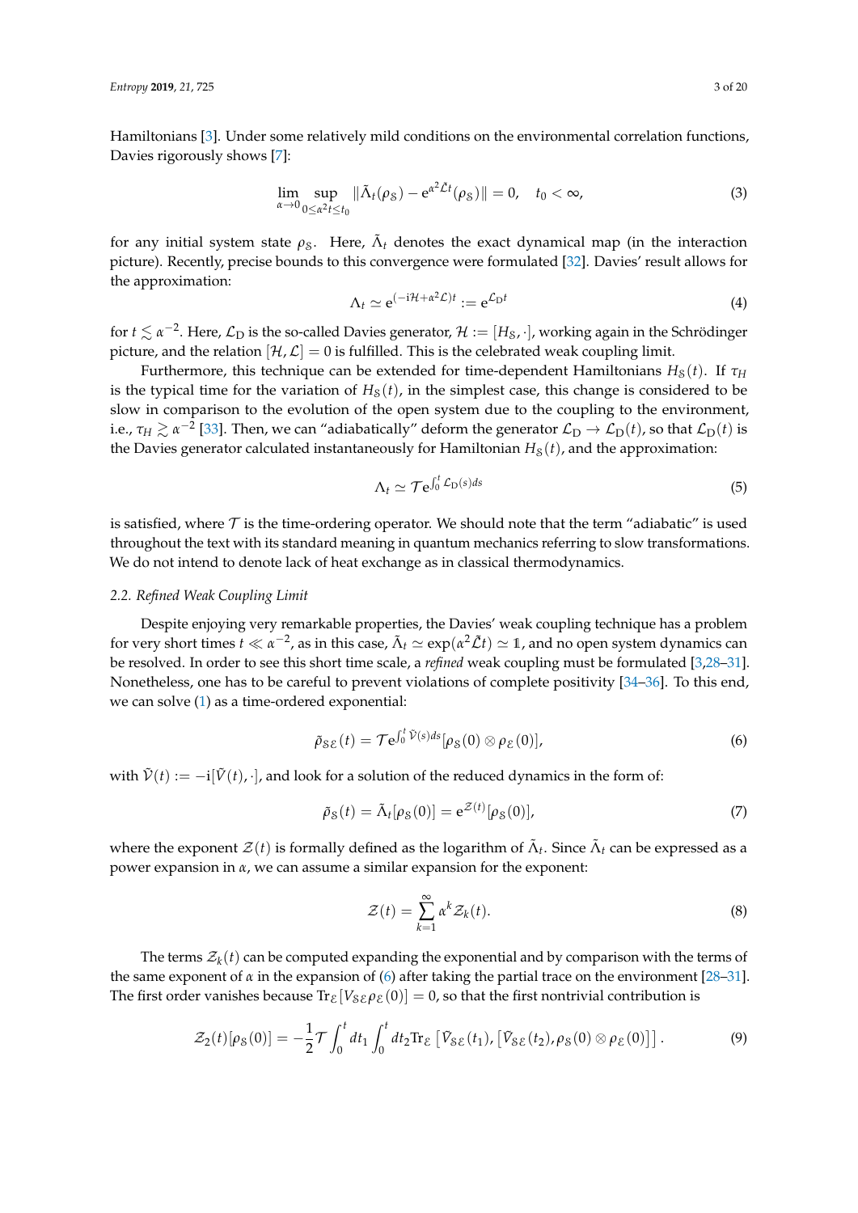Hamiltonians [3]. Under some relatively mild conditions on the environmental correlation functions, Davies rigorously shows [7]:

$$\lim_{\alpha \to 0} \sup_{0 \leq \alpha^2 t \leq t_0} \|\tilde{\Lambda}_t(\rho_{\mathcal{S}}) - \mathrm{e}^{\alpha^2 \tilde{\mathcal{L}} t}(\rho_{\mathcal{S}})\| = 0, \quad t_0 < \infty, \tag{3}$$

for any initial system state $\rho_{\mathcal{S}}$. Here, $\tilde{\Lambda}_t$ denotes the exact dynamical map (in the interaction picture). Recently, precise bounds to this convergence were formulated [32]. Davies' result allows for the approximation:

$$\Lambda_t \simeq \mathrm{e}^{(-\mathrm{i}\mathcal{H} + \alpha^2 \mathcal{L})t} := \mathrm{e}^{\mathcal{L}_{\mathrm{D}} t} \tag{4}$$

for $t \lesssim \alpha^{-2}$. Here, $\mathcal{L}_{\mathrm{D}}$ is the so-called Davies generator, $\mathcal{H} := [H_{\mathcal{S}}, \cdot]$, working again in the Schrödinger picture, and the relation $[\mathcal{H}, \mathcal{L}] = 0$ is fulfilled. This is the celebrated weak coupling limit.

Furthermore, this technique can be extended for time-dependent Hamiltonians $H_{\mathcal{S}}(t)$. If $\tau_H$ is the typical time for the variation of $H_{\mathcal{S}}(t)$, in the simplest case, this change is considered to be slow in comparison to the evolution of the open system due to the coupling to the environment, i.e., $\tau_H \gtrsim \alpha^{-2}$ [33]. Then, we can "adiabatically" deform the generator $\mathcal{L}_{\mathrm{D}} \to \mathcal{L}_{\mathrm{D}}(t)$, so that $\mathcal{L}_{\mathrm{D}}(t)$ is the Davies generator calculated instantaneously for Hamiltonian $H_{\mathcal{S}}(t)$, and the approximation:

$$\Lambda_t \simeq \mathcal{T} \mathrm{e}^{\int_0^t \mathcal{L}_{\mathrm{D}}(s) ds} \tag{5}$$

is satisfied, where $\mathcal{T}$ is the time-ordering operator. We should note that the term "adiabatic" is used throughout the text with its standard meaning in quantum mechanics referring to slow transformations. We do not intend to denote lack of heat exchange as in classical thermodynamics.

### 2.2. Refined Weak Coupling Limit

Despite enjoying very remarkable properties, the Davies' weak coupling technique has a problem for very short times $t \ll \alpha^{-2}$, as in this case, $\tilde{\Lambda}_t \simeq \exp(\alpha^2 \tilde{\mathcal{L}} t) \simeq \mathbb{1}$, and no open system dynamics can be resolved. In order to see this short time scale, a *refined* weak coupling must be formulated [3,28–31]. Nonetheless, one has to be careful to prevent violations of complete positivity [34–36]. To this end, we can solve (1) as a time-ordered exponential:

$$\tilde{\rho}_{\mathcal{S}\mathcal{E}}(t) = \mathcal{T} \mathrm{e}^{\int_0^t \tilde{\mathcal{V}}(s) ds} [\rho_{\mathcal{S}}(0) \otimes \rho_{\mathcal{E}}(0)], \tag{6}$$

with $\tilde{\mathcal{V}}(t) := -\mathrm{i}[\tilde{V}(t), \cdot]$, and look for a solution of the reduced dynamics in the form of:

$$\tilde{\rho}_{\mathcal{S}}(t) = \tilde{\Lambda}_t[\rho_{\mathcal{S}}(0)] = \mathrm{e}^{\mathcal{Z}(t)}[\rho_{\mathcal{S}}(0)], \tag{7}$$

where the exponent $\mathcal{Z}(t)$ is formally defined as the logarithm of $\tilde{\Lambda}_t$. Since $\tilde{\Lambda}_t$ can be expressed as a power expansion in $\alpha$, we can assume a similar expansion for the exponent:

$$\mathcal{Z}(t) = \sum_{k=1}^{\infty} \alpha^k \mathcal{Z}_k(t). \tag{8}$$

The terms $\mathcal{Z}_k(t)$ can be computed expanding the exponential and by comparison with the terms of the same exponent of $\alpha$ in the expansion of (6) after taking the partial trace on the environment [28–31]. The first order vanishes because $\mathrm{Tr}_{\mathcal{E}}[V_{\mathcal{S}\mathcal{E}} \rho_{\mathcal{E}}(0)] = 0$, so that the first nontrivial contribution is

$$\mathcal{Z}_2(t)[\rho_{\mathcal{S}}(0)] = -\frac{1}{2} \mathcal{T} \int_0^t dt_1 \int_0^t dt_2 \mathrm{Tr}_{\mathcal{E}} \left[ \tilde{V}_{\mathcal{S}\mathcal{E}}(t_1), \left[ \tilde{V}_{\mathcal{S}\mathcal{E}}(t_2), \rho_{\mathcal{S}}(0) \otimes \rho_{\mathcal{E}}(0) \right] \right]. \tag{9}$$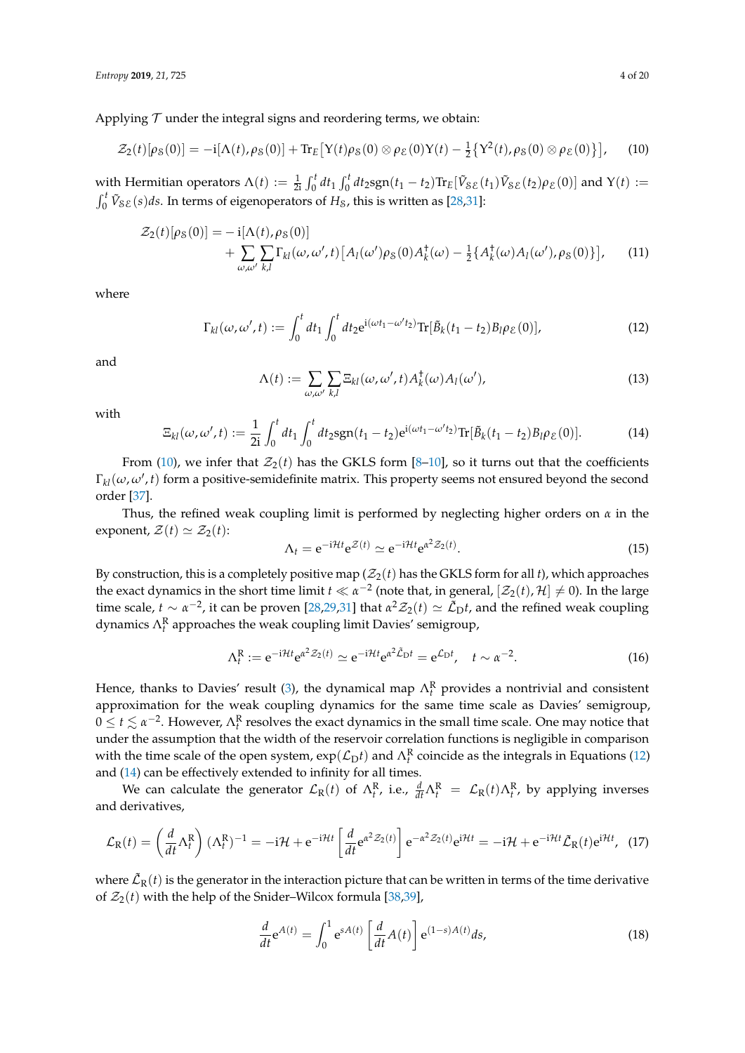Applying $\mathcal{T}$ under the integral signs and reordering terms, we obtain:

$$\mathcal{Z}_2(t)[\rho_{\mathcal{S}}(0)] = -\mathrm{i}[\Lambda(t), \rho_{\mathcal{S}}(0)] + \mathrm{Tr}_E\big[\Upsilon(t)\rho_{\mathcal{S}}(0) \otimes \rho_{\mathcal{E}}(0)\Upsilon(t) - \tfrac{1}{2}\{\Upsilon^2(t), \rho_{\mathcal{S}}(0) \otimes \rho_{\mathcal{E}}(0)\}\big], \quad (10)$$

with Hermitian operators $\Lambda(t) := \frac{1}{2\mathrm{i}}\int_0^t dt_1 \int_0^t dt_2 \mathrm{sgn}(t_1 - t_2)\mathrm{Tr}_E[\tilde{V}_{\mathcal{SE}}(t_1)\tilde{V}_{\mathcal{SE}}(t_2)\rho_{\mathcal{E}}(0)]$ and $\Upsilon(t) := \int_0^t \tilde{V}_{\mathcal{SE}}(s)ds$. In terms of eigenoperators of $H_{\mathcal{S}}$, this is written as [28,31]:

$$\begin{aligned}\mathcal{Z}_2(t)[\rho_{\mathcal{S}}(0)] = &-\mathrm{i}[\Lambda(t), \rho_{\mathcal{S}}(0)] \\ &+ \sum_{\omega,\omega'}\sum_{k,l}\Gamma_{kl}(\omega, \omega', t)\big[A_l(\omega')\rho_{\mathcal{S}}(0)A_k^\dagger(\omega) - \tfrac{1}{2}\{A_k^\dagger(\omega)A_l(\omega'), \rho_{\mathcal{S}}(0)\}\big], \end{aligned} \quad (11)$$

where

$$\Gamma_{kl}(\omega, \omega', t) := \int_0^t dt_1 \int_0^t dt_2 \mathrm{e}^{\mathrm{i}(\omega t_1 - \omega' t_2)}\mathrm{Tr}[\tilde{B}_k(t_1 - t_2)B_l\rho_{\mathcal{E}}(0)], \quad (12)$$

and

$$\Lambda(t) := \sum_{\omega,\omega'}\sum_{k,l}\Xi_{kl}(\omega, \omega', t)A_k^\dagger(\omega)A_l(\omega'), \quad (13)$$

with

$$\Xi_{kl}(\omega, \omega', t) := \frac{1}{2\mathrm{i}}\int_0^t dt_1 \int_0^t dt_2 \mathrm{sgn}(t_1 - t_2)\mathrm{e}^{\mathrm{i}(\omega t_1 - \omega' t_2)}\mathrm{Tr}[\tilde{B}_k(t_1 - t_2)B_l\rho_{\mathcal{E}}(0)]. \quad (14)$$

From (10), we infer that $\mathcal{Z}_2(t)$ has the GKLS form [8–10], so it turns out that the coefficients $\Gamma_{kl}(\omega, \omega', t)$ form a positive-semidefinite matrix. This property seems not ensured beyond the second order [37].

Thus, the refined weak coupling limit is performed by neglecting higher orders on $\alpha$ in the exponent, $\mathcal{Z}(t) \simeq \mathcal{Z}_2(t)$:

$$\Lambda_t = \mathrm{e}^{-\mathrm{i}\mathcal{H}t}\mathrm{e}^{\mathcal{Z}(t)} \simeq \mathrm{e}^{-\mathrm{i}\mathcal{H}t}\mathrm{e}^{\alpha^2\mathcal{Z}_2(t)}. \quad (15)$$

By construction, this is a completely positive map ($\mathcal{Z}_2(t)$ has the GKLS form for all $t$), which approaches the exact dynamics in the short time limit $t \ll \alpha^{-2}$ (note that, in general, $[\mathcal{Z}_2(t), \mathcal{H}] \neq 0$). In the large time scale, $t \sim \alpha^{-2}$, it can be proven [28,29,31] that $\alpha^2\mathcal{Z}_2(t) \simeq \tilde{\mathcal{L}}_{\mathrm{D}}t$, and the refined weak coupling dynamics $\Lambda_t^{\mathrm{R}}$ approaches the weak coupling limit Davies' semigroup,

$$\Lambda_t^{\mathrm{R}} := \mathrm{e}^{-\mathrm{i}\mathcal{H}t}\mathrm{e}^{\alpha^2\mathcal{Z}_2(t)} \simeq \mathrm{e}^{-\mathrm{i}\mathcal{H}t}\mathrm{e}^{\alpha^2\tilde{\mathcal{L}}_{\mathrm{D}}t} = \mathrm{e}^{\mathcal{L}_{\mathrm{D}}t}, \quad t \sim \alpha^{-2}. \quad (16)$$

Hence, thanks to Davies' result (3), the dynamical map $\Lambda_t^{\mathrm{R}}$ provides a nontrivial and consistent approximation for the weak coupling dynamics for the same time scale as Davies' semigroup, $0 \leq t \lesssim \alpha^{-2}$. However, $\Lambda_t^{\mathrm{R}}$ resolves the exact dynamics in the small time scale. One may notice that under the assumption that the width of the reservoir correlation functions is negligible in comparison with the time scale of the open system, $\exp(\mathcal{L}_{\mathrm{D}}t)$ and $\Lambda_t^{\mathrm{R}}$ coincide as the integrals in Equations (12) and (14) can be effectively extended to infinity for all times.

We can calculate the generator $\mathcal{L}_{\mathrm{R}}(t)$ of $\Lambda_t^{\mathrm{R}}$, i.e., $\frac{d}{dt}\Lambda_t^{\mathrm{R}} = \mathcal{L}_{\mathrm{R}}(t)\Lambda_t^{\mathrm{R}}$, by applying inverses and derivatives,

$$\mathcal{L}_{\mathrm{R}}(t) = \left(\frac{d}{dt}\Lambda_t^{\mathrm{R}}\right)(\Lambda_t^{\mathrm{R}})^{-1} = -\mathrm{i}\mathcal{H} + \mathrm{e}^{-\mathrm{i}\mathcal{H}t}\left[\frac{d}{dt}\mathrm{e}^{\alpha^2\mathcal{Z}_2(t)}\right]\mathrm{e}^{-\alpha^2\mathcal{Z}_2(t)}\mathrm{e}^{\mathrm{i}\mathcal{H}t} = -\mathrm{i}\mathcal{H} + \mathrm{e}^{-\mathrm{i}\mathcal{H}t}\tilde{\mathcal{L}}_{\mathrm{R}}(t)\mathrm{e}^{\mathrm{i}\mathcal{H}t}, \quad (17)$$

where $\tilde{\mathcal{L}}_{\mathrm{R}}(t)$ is the generator in the interaction picture that can be written in terms of the time derivative of $\mathcal{Z}_2(t)$ with the help of the Snider–Wilcox formula [38,39],

$$\frac{d}{dt}\mathrm{e}^{A(t)} = \int_0^1 \mathrm{e}^{sA(t)}\left[\frac{d}{dt}A(t)\right]\mathrm{e}^{(1-s)A(t)}ds, \quad (18)$$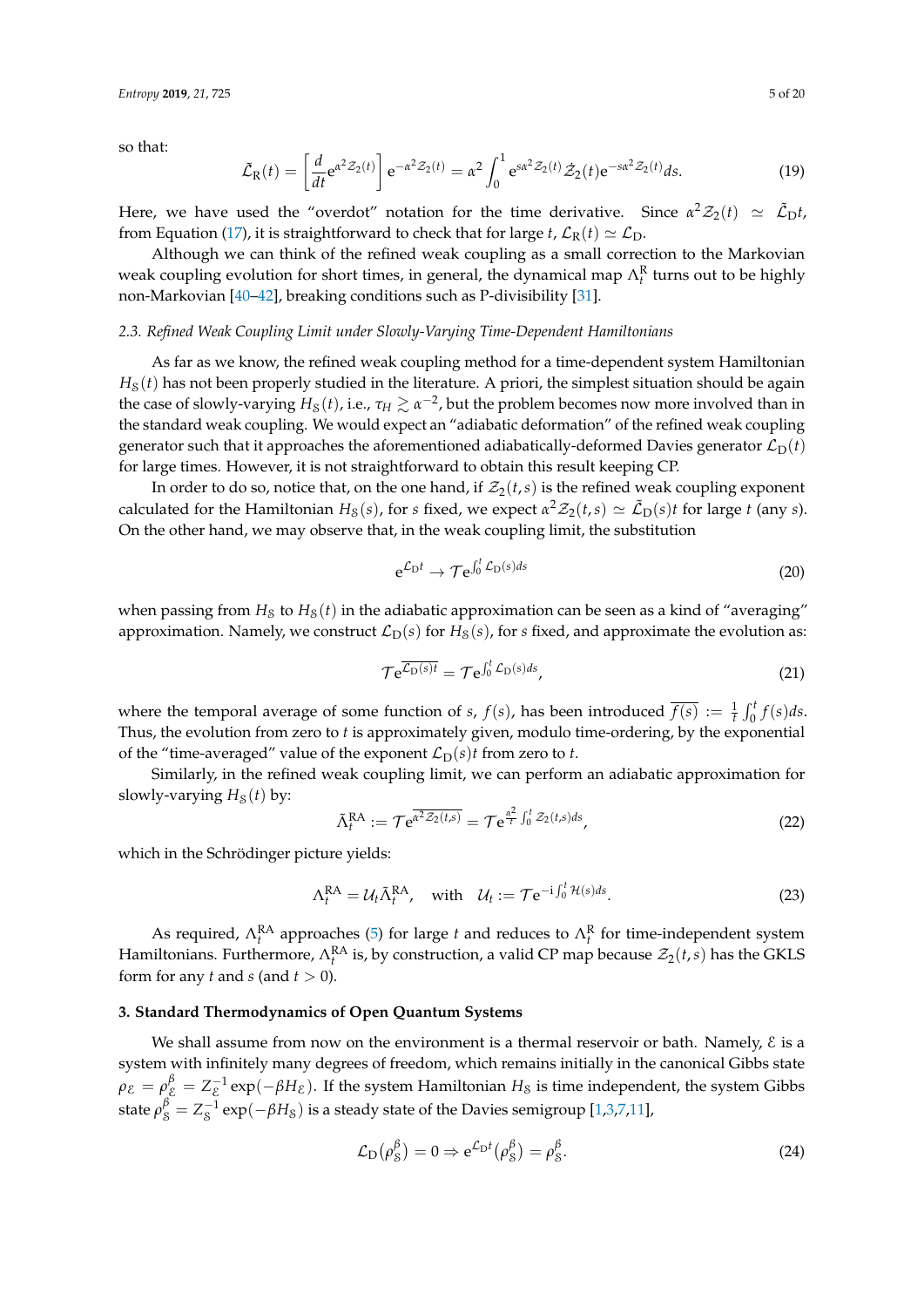so that:

$$\tilde{\mathcal{L}}_{\mathrm{R}}(t) = \left[\frac{d}{dt} \mathrm{e}^{\alpha^2 \mathcal{Z}_2(t)}\right] \mathrm{e}^{-\alpha^2 \mathcal{Z}_2(t)} = \alpha^2 \int_0^1 \mathrm{e}^{s\alpha^2 \mathcal{Z}_2(t)} \dot{\mathcal{Z}}_2(t) \mathrm{e}^{-s\alpha^2 \mathcal{Z}_2(t)} ds. \tag{19}$$

Here, we have used the "overdot" notation for the time derivative. Since $\alpha^2 \mathcal{Z}_2(t) \simeq \tilde{\mathcal{L}}_{\mathrm{D}} t$, from Equation (17), it is straightforward to check that for large $t$, $\mathcal{L}_{\mathrm{R}}(t) \simeq \mathcal{L}_{\mathrm{D}}$.

Although we can think of the refined weak coupling as a small correction to the Markovian weak coupling evolution for short times, in general, the dynamical map $\Lambda_t^{\mathrm{R}}$ turns out to be highly non-Markovian [40–42], breaking conditions such as P-divisibility [31].

### 2.3. Refined Weak Coupling Limit under Slowly-Varying Time-Dependent Hamiltonians

As far as we know, the refined weak coupling method for a time-dependent system Hamiltonian $H_{\mathrm{S}}(t)$ has not been properly studied in the literature. A priori, the simplest situation should be again the case of slowly-varying $H_{\mathrm{S}}(t)$, i.e., $\tau_H \gtrsim \alpha^{-2}$, but the problem becomes now more involved than in the standard weak coupling. We would expect an "adiabatic deformation" of the refined weak coupling generator such that it approaches the aforementioned adiabatically-deformed Davies generator $\mathcal{L}_{\mathrm{D}}(t)$ for large times. However, it is not straightforward to obtain this result keeping CP.

In order to do so, notice that, on the one hand, if $\mathcal{Z}_2(t,s)$ is the refined weak coupling exponent calculated for the Hamiltonian $H_{\mathrm{S}}(s)$, for $s$ fixed, we expect $\alpha^2 \mathcal{Z}_2(t,s) \simeq \tilde{\mathcal{L}}_{\mathrm{D}}(s) t$ for large $t$ (any $s$). On the other hand, we may observe that, in the weak coupling limit, the substitution

$$\mathrm{e}^{\mathcal{L}_{\mathrm{D}} t} \to \mathcal{T} \mathrm{e}^{\int_0^t \mathcal{L}_{\mathrm{D}}(s) ds} \tag{20}$$

when passing from $H_{\mathrm{S}}$ to $H_{\mathrm{S}}(t)$ in the adiabatic approximation can be seen as a kind of "averaging" approximation. Namely, we construct $\mathcal{L}_{\mathrm{D}}(s)$ for $H_{\mathrm{S}}(s)$, for $s$ fixed, and approximate the evolution as:

$$\mathcal{T} \mathrm{e}^{\overline{\mathcal{L}_{\mathrm{D}}(s) t}} = \mathcal{T} \mathrm{e}^{\int_0^t \mathcal{L}_{\mathrm{D}}(s) ds}, \tag{21}$$

where the temporal average of some function of $s$, $f(s)$, has been introduced $\overline{f(s)} := \frac{1}{t} \int_0^t f(s) ds$. Thus, the evolution from zero to $t$ is approximately given, modulo time-ordering, by the exponential of the "time-averaged" value of the exponent $\mathcal{L}_{\mathrm{D}}(s) t$ from zero to $t$.

Similarly, in the refined weak coupling limit, we can perform an adiabatic approximation for slowly-varying $H_{\mathrm{S}}(t)$ by:

$$\tilde{\Lambda}_t^{\mathrm{RA}} := \mathcal{T} \mathrm{e}^{\overline{\alpha^2 \mathcal{Z}_2(t,s)}} = \mathcal{T} \mathrm{e}^{\frac{\alpha^2}{t} \int_0^t \mathcal{Z}_2(t,s) ds}, \tag{22}$$

which in the Schrödinger picture yields:

$$\Lambda_t^{\mathrm{RA}} = \mathcal{U}_t \tilde{\Lambda}_t^{\mathrm{RA}}, \quad \text{with} \quad \mathcal{U}_t := \mathcal{T} \mathrm{e}^{-\mathrm{i} \int_0^t \mathcal{H}(s) ds}. \tag{23}$$

As required, $\Lambda_t^{\mathrm{RA}}$ approaches (5) for large $t$ and reduces to $\Lambda_t^{\mathrm{R}}$ for time-independent system Hamiltonians. Furthermore, $\Lambda_t^{\mathrm{RA}}$ is, by construction, a valid CP map because $\mathcal{Z}_2(t,s)$ has the GKLS form for any $t$ and $s$ (and $t > 0$).

## 3. Standard Thermodynamics of Open Quantum Systems

We shall assume from now on the environment is a thermal reservoir or bath. Namely, $\mathcal{E}$ is a system with infinitely many degrees of freedom, which remains initially in the canonical Gibbs state $\rho_{\mathcal{E}} = \rho_{\mathcal{E}}^{\beta} = Z_{\mathcal{E}}^{-1} \exp(-\beta H_{\mathcal{E}})$. If the system Hamiltonian $H_{\mathrm{S}}$ is time independent, the system Gibbs state $\rho_{\mathrm{S}}^{\beta} = Z_{\mathrm{S}}^{-1} \exp(-\beta H_{\mathrm{S}})$ is a steady state of the Davies semigroup [1,3,7,11],

$$\mathcal{L}_{\mathrm{D}}(\rho_{\mathrm{S}}^{\beta}) = 0 \Rightarrow \mathrm{e}^{\mathcal{L}_{\mathrm{D}} t}(\rho_{\mathrm{S}}^{\beta}) = \rho_{\mathrm{S}}^{\beta}. \tag{24}$$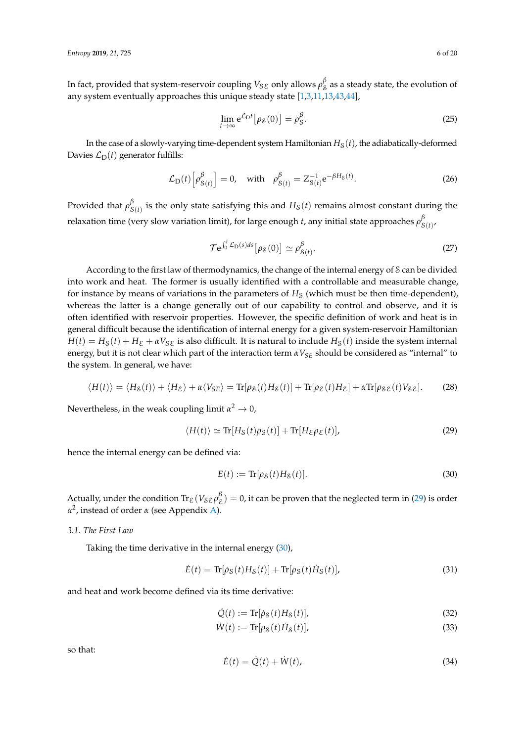In fact, provided that system-reservoir coupling $V_{\mathcal{S}\mathcal{E}}$ only allows $\rho^{\beta}_{\mathcal{S}}$ as a steady state, the evolution of any system eventually approaches this unique steady state [1,3,11,13,43,44],

$$\lim_{t\to\infty} \mathrm{e}^{\mathcal{L}_{\mathrm{D}}t}\big[\rho_{\mathcal{S}}(0)\big] = \rho^{\beta}_{\mathcal{S}}. \tag{25}$$

In the case of a slowly-varying time-dependent system Hamiltonian $H_{\mathcal{S}}(t)$, the adiabatically-deformed Davies $\mathcal{L}_{\mathrm{D}}(t)$ generator fulfills:

$$\mathcal{L}_{\mathrm{D}}(t)\Big[\rho^{\beta}_{\mathcal{S}(t)}\Big] = 0, \quad \text{with} \quad \rho^{\beta}_{\mathcal{S}(t)} = Z^{-1}_{\mathcal{S}(t)}\mathrm{e}^{-\beta H_{\mathcal{S}}(t)}. \tag{26}$$

Provided that $\rho^{\beta}_{\mathcal{S}(t)}$ is the only state satisfying this and $H_{\mathcal{S}}(t)$ remains almost constant during the relaxation time (very slow variation limit), for large enough $t$, any initial state approaches $\rho^{\beta}_{\mathcal{S}(t)}$,

$$\mathcal{T}\mathrm{e}^{\int_0^t \mathcal{L}_{\mathrm{D}}(s)ds}\big[\rho_{\mathcal{S}}(0)\big] \simeq \rho^{\beta}_{\mathcal{S}(t)}. \tag{27}$$

According to the first law of thermodynamics, the change of the internal energy of $\mathcal{S}$ can be divided into work and heat. The former is usually identified with a controllable and measurable change, for instance by means of variations in the parameters of $H_{\mathcal{S}}$ (which must be then time-dependent), whereas the latter is a change generally out of our capability to control and observe, and it is often identified with reservoir properties. However, the specific definition of work and heat is in general difficult because the identification of internal energy for a given system-reservoir Hamiltonian $H(t) = H_{\mathcal{S}}(t) + H_{\mathcal{E}} + \alpha V_{\mathcal{S}\mathcal{E}}$ is also difficult. It is natural to include $H_{\mathcal{S}}(t)$ inside the system internal energy, but it is not clear which part of the interaction term $\alpha V_{SE}$ should be considered as "internal" to the system. In general, we have:

$$\langle H(t)\rangle = \langle H_{\mathcal{S}}(t)\rangle + \langle H_{\mathcal{E}}\rangle + \alpha\langle V_{SE}\rangle = \mathrm{Tr}[\rho_{\mathcal{S}}(t)H_{\mathcal{S}}(t)] + \mathrm{Tr}[\rho_{\mathcal{E}}(t)H_{\mathcal{E}}] + \alpha\mathrm{Tr}[\rho_{\mathcal{S}\mathcal{E}}(t)V_{\mathcal{S}\mathcal{E}}]. \tag{28}$$

Nevertheless, in the weak coupling limit $\alpha^2 \to 0$,

$$\langle H(t)\rangle \simeq \mathrm{Tr}[H_{\mathcal{S}}(t)\rho_{\mathcal{S}}(t)] + \mathrm{Tr}[H_{\mathcal{E}}\rho_{\mathcal{E}}(t)], \tag{29}$$

hence the internal energy can be defined via:

$$E(t) := \mathrm{Tr}[\rho_{\mathcal{S}}(t)H_{\mathcal{S}}(t)]. \tag{30}$$

Actually, under the condition $\mathrm{Tr}_{\mathcal{E}}(V_{\mathcal{S}\mathcal{E}}\rho^{\beta}_{\mathcal{E}}) = 0$, it can be proven that the neglected term in (29) is order $\alpha^2$, instead of order $\alpha$ (see Appendix A).

### *3.1. The First Law*

Taking the time derivative in the internal energy (30),

$$\dot{E}(t) = \mathrm{Tr}[\dot{\rho}_{\mathcal{S}}(t)H_{\mathcal{S}}(t)] + \mathrm{Tr}[\rho_{\mathcal{S}}(t)\dot{H}_{\mathcal{S}}(t)], \tag{31}$$

and heat and work become defined via its time derivative:

$$\dot{Q}(t) := \mathrm{Tr}[\dot{\rho}_{\mathcal{S}}(t)H_{\mathcal{S}}(t)], \tag{32}$$

$$\dot{W}(t) := \mathrm{Tr}[\rho_{\mathcal{S}}(t)\dot{H}_{\mathcal{S}}(t)], \tag{33}$$

so that:

$$\dot{E}(t) = \dot{Q}(t) + \dot{W}(t), \tag{34}$$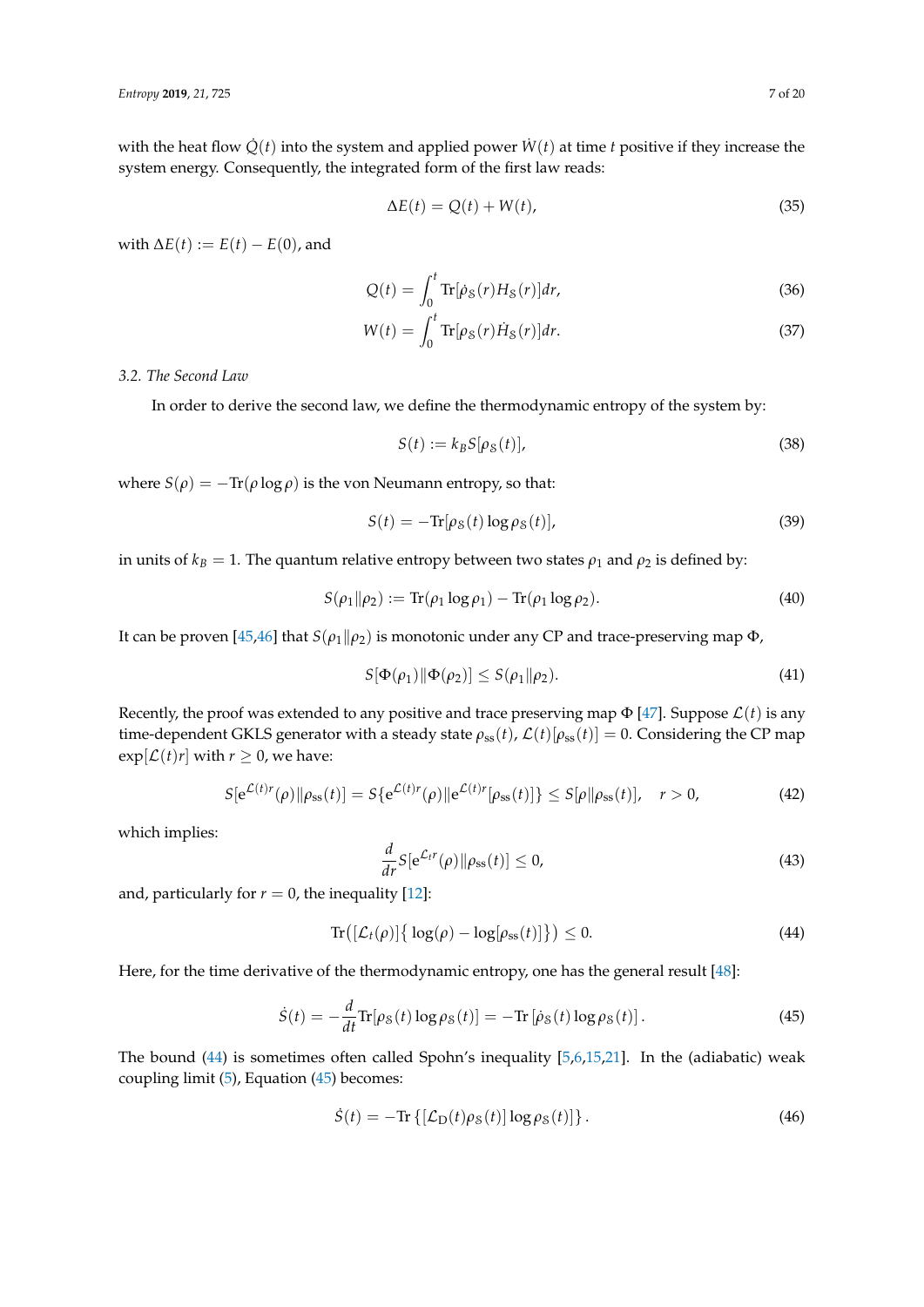with the heat flow $\dot{Q}(t)$ into the system and applied power $\dot{W}(t)$ at time $t$ positive if they increase the system energy. Consequently, the integrated form of the first law reads:

$$\Delta E(t) = Q(t) + W(t), \tag{35}$$

with $\Delta E(t) := E(t) - E(0)$, and

$$Q(t) = \int_0^t \mathrm{Tr}[\dot{\rho}_S(r) H_S(r)] dr, \tag{36}$$

$$W(t) = \int_0^t \mathrm{Tr}[\rho_S(r) \dot{H}_S(r)] dr. \tag{37}$$

### 3.2. The Second Law

In order to derive the second law, we define the thermodynamic entropy of the system by:

$$S(t) := k_B S[\rho_S(t)], \tag{38}$$

where $S(\rho) = -\mathrm{Tr}(\rho \log \rho)$ is the von Neumann entropy, so that:

$$S(t) = -\mathrm{Tr}[\rho_S(t) \log \rho_S(t)], \tag{39}$$

in units of $k_B = 1$. The quantum relative entropy between two states $\rho_1$ and $\rho_2$ is defined by:

$$S(\rho_1 \| \rho_2) := \mathrm{Tr}(\rho_1 \log \rho_1) - \mathrm{Tr}(\rho_1 \log \rho_2). \tag{40}$$

It can be proven [45,46] that $S(\rho_1 \| \rho_2)$ is monotonic under any CP and trace-preserving map $\Phi$,

$$S[\Phi(\rho_1) \| \Phi(\rho_2)] \leq S(\rho_1 \| \rho_2). \tag{41}$$

Recently, the proof was extended to any positive and trace preserving map $\Phi$ [47]. Suppose $\mathcal{L}(t)$ is any time-dependent GKLS generator with a steady state $\rho_{\mathrm{ss}}(t)$, $\mathcal{L}(t)[\rho_{\mathrm{ss}}(t)] = 0$. Considering the CP map $\exp[\mathcal{L}(t) r]$ with $r \geq 0$, we have:

$$S[\mathrm{e}^{\mathcal{L}(t) r}(\rho) \| \rho_{\mathrm{ss}}(t)] = S\{\mathrm{e}^{\mathcal{L}(t) r}(\rho) \| \mathrm{e}^{\mathcal{L}(t) r}[\rho_{\mathrm{ss}}(t)]\} \leq S[\rho \| \rho_{\mathrm{ss}}(t)], \quad r > 0, \tag{42}$$

which implies:

$$\frac{d}{dr} S[\mathrm{e}^{\mathcal{L}_t r}(\rho) \| \rho_{\mathrm{ss}}(t)] \leq 0, \tag{43}$$

and, particularly for $r = 0$, the inequality [12]:

$$\mathrm{Tr}\big([\mathcal{L}_t(\rho)]\{\log(\rho) - \log[\rho_{\mathrm{ss}}(t)]\}\big) \leq 0. \tag{44}$$

Here, for the time derivative of the thermodynamic entropy, one has the general result [48]:

$$\dot{S}(t) = -\frac{d}{dt} \mathrm{Tr}[\rho_S(t) \log \rho_S(t)] = -\mathrm{Tr}\left[\dot{\rho}_S(t) \log \rho_S(t)\right]. \tag{45}$$

The bound (44) is sometimes often called Spohn's inequality [5,6,15,21]. In the (adiabatic) weak coupling limit (5), Equation (45) becomes:

$$\dot{S}(t) = -\mathrm{Tr}\left\{[\mathcal{L}_{\mathrm{D}}(t) \rho_S(t)] \log \rho_S(t)]\right\}. \tag{46}$$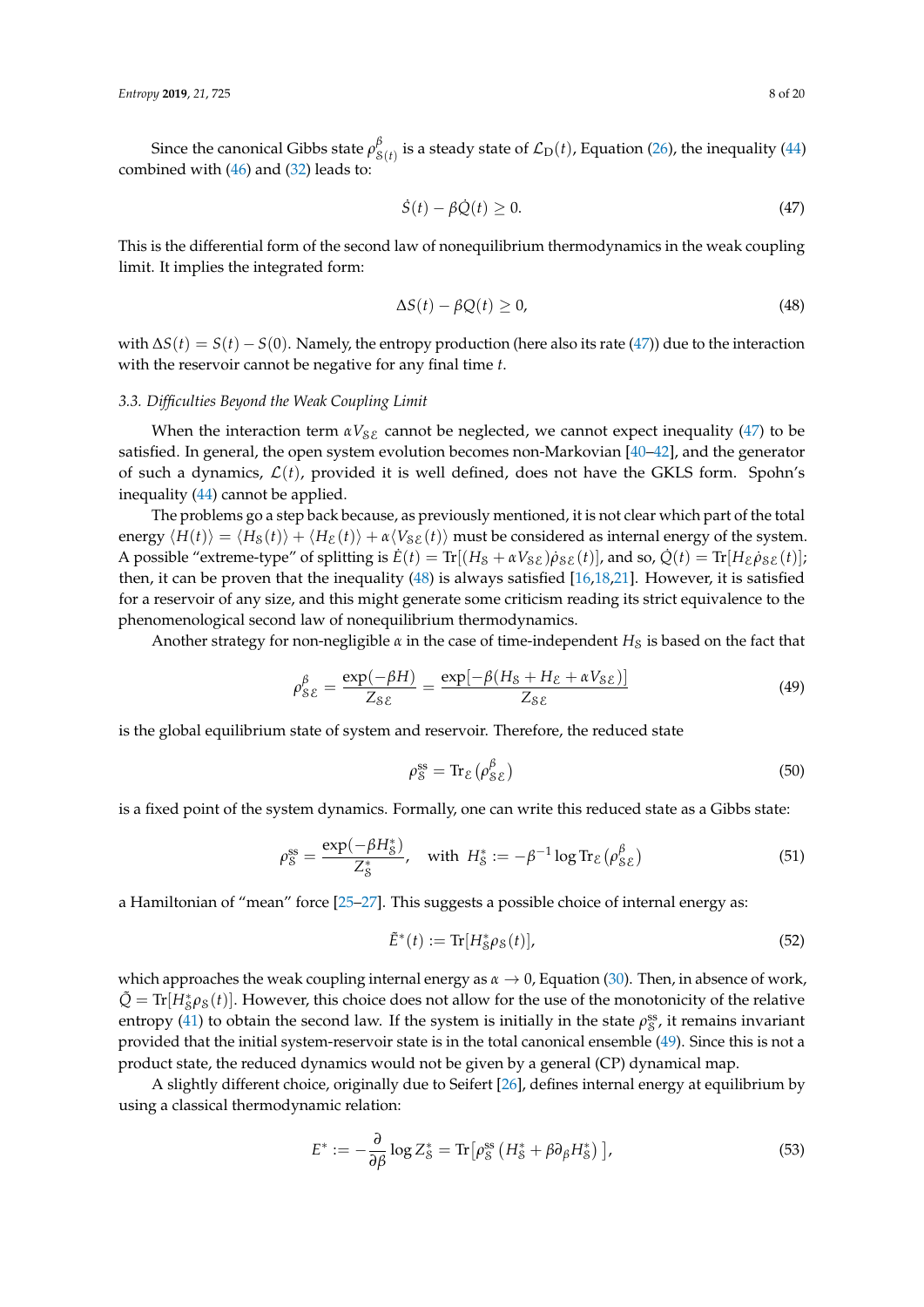Since the canonical Gibbs state $\rho^{\beta}_{\mathbb{S}(t)}$ is a steady state of $\mathcal{L}_{\rm D}(t)$, Equation (26), the inequality (44) combined with (46) and (32) leads to:

$$\dot{S}(t) - \beta\dot{Q}(t) \geq 0. \tag{47}$$

This is the differential form of the second law of nonequilibrium thermodynamics in the weak coupling limit. It implies the integrated form:

$$\Delta S(t) - \beta Q(t) \geq 0, \tag{48}$$

with $\Delta S(t) = S(t) - S(0)$. Namely, the entropy production (here also its rate (47)) due to the interaction with the reservoir cannot be negative for any final time $t$.

### 3.3. Difficulties Beyond the Weak Coupling Limit

When the interaction term $\alpha V_{\mathbb{S}\mathcal{E}}$ cannot be neglected, we cannot expect inequality (47) to be satisfied. In general, the open system evolution becomes non-Markovian [40–42], and the generator of such a dynamics, $\mathcal{L}(t)$, provided it is well defined, does not have the GKLS form. Spohn's inequality (44) cannot be applied.

The problems go a step back because, as previously mentioned, it is not clear which part of the total energy $\langle H(t)\rangle = \langle H_{\mathbb{S}}(t)\rangle + \langle H_{\mathcal{E}}(t)\rangle + \alpha\langle V_{\mathbb{S}\mathcal{E}}(t)\rangle$ must be considered as internal energy of the system. A possible "extreme-type" of splitting is $\dot{E}(t) = \mathrm{Tr}[(H_{\mathbb{S}} + \alpha V_{\mathbb{S}\mathcal{E}})\dot{\rho}_{\mathbb{S}\mathcal{E}}(t)]$, and so, $\dot{Q}(t) = \mathrm{Tr}[H_{\mathcal{E}}\dot{\rho}_{\mathbb{S}\mathcal{E}}(t)]$; then, it can be proven that the inequality (48) is always satisfied [16,18,21]. However, it is satisfied for a reservoir of any size, and this might generate some criticism reading its strict equivalence to the phenomenological second law of nonequilibrium thermodynamics.

Another strategy for non-negligible $\alpha$ in the case of time-independent $H_{\mathbb{S}}$ is based on the fact that

$$\rho^{\beta}_{\mathbb{S}\mathcal{E}} = \frac{\exp(-\beta H)}{Z_{\mathbb{S}\mathcal{E}}} = \frac{\exp[-\beta(H_{\mathbb{S}} + H_{\mathcal{E}} + \alpha V_{\mathbb{S}\mathcal{E}})]}{Z_{\mathbb{S}\mathcal{E}}} \tag{49}$$

is the global equilibrium state of system and reservoir. Therefore, the reduced state

$$\rho^{\rm ss}_{\mathbb{S}} = \mathrm{Tr}_{\mathcal{E}}\left(\rho^{\beta}_{\mathbb{S}\mathcal{E}}\right) \tag{50}$$

is a fixed point of the system dynamics. Formally, one can write this reduced state as a Gibbs state:

$$\rho^{\rm ss}_{\mathbb{S}} = \frac{\exp(-\beta H^{*}_{\mathbb{S}})}{Z^{*}_{\mathbb{S}}}, \quad \text{with } H^{*}_{\mathbb{S}} := -\beta^{-1}\log \mathrm{Tr}_{\mathcal{E}}\left(\rho^{\beta}_{\mathbb{S}\mathcal{E}}\right) \tag{51}$$

a Hamiltonian of "mean" force [25–27]. This suggests a possible choice of internal energy as:

$$\tilde{E}^{*}(t) := \mathrm{Tr}[H^{*}_{\mathbb{S}}\rho_{\mathbb{S}}(t)], \tag{52}$$

which approaches the weak coupling internal energy as $\alpha \to 0$, Equation (30). Then, in absence of work, $\dot{\tilde{Q}} = \mathrm{Tr}[H^{*}_{\mathbb{S}}\dot{\rho}_{\mathbb{S}}(t)]$. However, this choice does not allow for the use of the monotonicity of the relative entropy (41) to obtain the second law. If the system is initially in the state $\rho^{\rm ss}_{\mathbb{S}}$, it remains invariant provided that the initial system-reservoir state is in the total canonical ensemble (49). Since this is not a product state, the reduced dynamics would not be given by a general (CP) dynamical map.

A slightly different choice, originally due to Seifert [26], defines internal energy at equilibrium by using a classical thermodynamic relation:

$$E^{*} := -\frac{\partial}{\partial\beta}\log Z^{*}_{\mathbb{S}} = \mathrm{Tr}\left[\rho^{\rm ss}_{\mathbb{S}}\left(H^{*}_{\mathbb{S}} + \beta\partial_{\beta}H^{*}_{\mathbb{S}}\right)\right], \tag{53}$$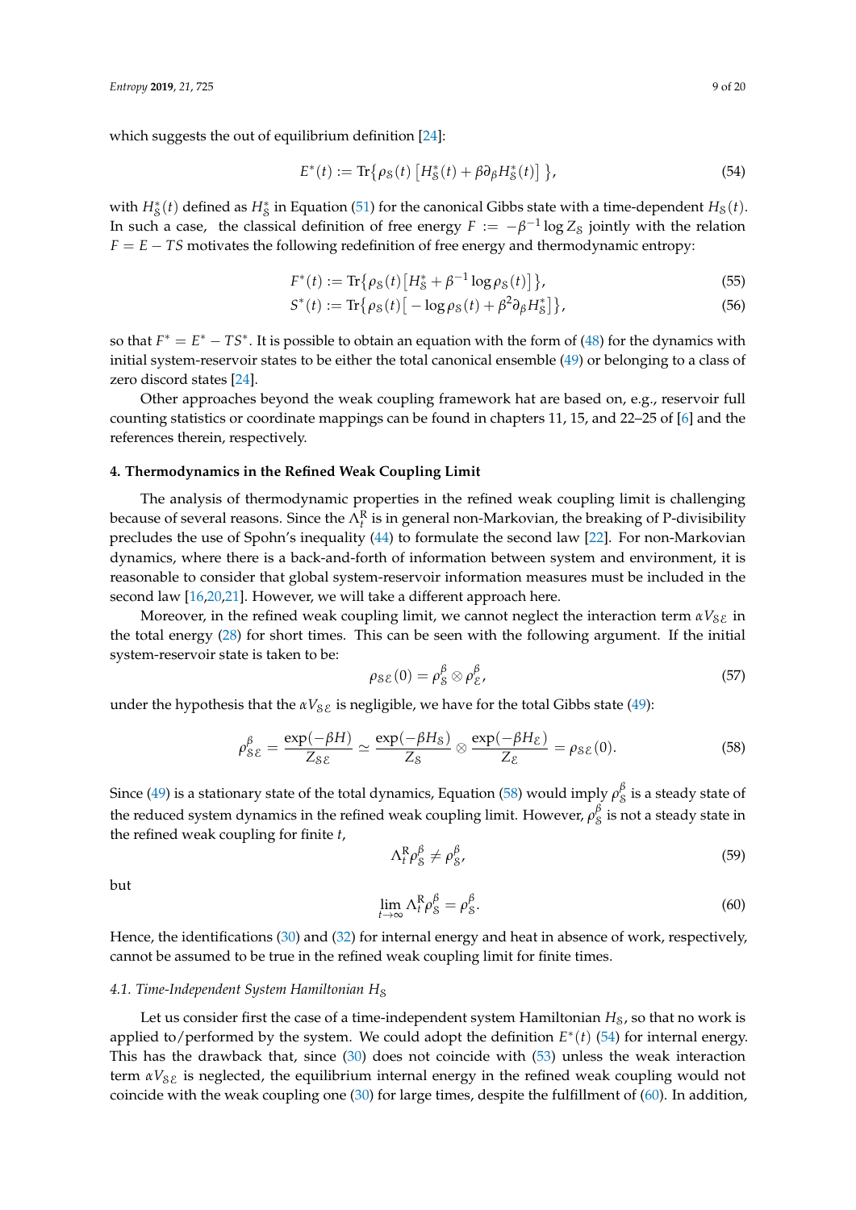which suggests the out of equilibrium definition [24]:

$$E^*(t) := \mathrm{Tr}\{\rho_{\mathcal{S}}(t)\,[H^*_{\mathcal{S}}(t) + \beta\partial_\beta H^*_{\mathcal{S}}(t)]\,\}, \tag{54}$$

with $H^*_{\mathcal{S}}(t)$ defined as $H^*_{\mathcal{S}}$ in Equation (51) for the canonical Gibbs state with a time-dependent $H_{\mathcal{S}}(t)$. In such a case, the classical definition of free energy $F := -\beta^{-1}\log Z_{\mathcal{S}}$ jointly with the relation $F = E - TS$ motivates the following redefinition of free energy and thermodynamic entropy:

$$F^*(t) := \mathrm{Tr}\{\rho_{\mathcal{S}}(t)\big[H^*_{\mathcal{S}} + \beta^{-1}\log\rho_{\mathcal{S}}(t)\big]\}, \tag{55}$$

$$S^*(t) := \mathrm{Tr}\{\rho_{\mathcal{S}}(t)\big[-\log\rho_{\mathcal{S}}(t) + \beta^2\partial_\beta H^*_{\mathcal{S}}\big]\}, \tag{56}$$

so that $F^* = E^* - TS^*$. It is possible to obtain an equation with the form of (48) for the dynamics with initial system-reservoir states to be either the total canonical ensemble (49) or belonging to a class of zero discord states [24].

Other approaches beyond the weak coupling framework hat are based on, e.g., reservoir full counting statistics or coordinate mappings can be found in chapters 11, 15, and 22–25 of [6] and the references therein, respectively.

## 4. Thermodynamics in the Refined Weak Coupling Limit

The analysis of thermodynamic properties in the refined weak coupling limit is challenging because of several reasons. Since the $\Lambda^{\mathrm{R}}_t$ is in general non-Markovian, the breaking of P-divisibility precludes the use of Spohn's inequality (44) to formulate the second law [22]. For non-Markovian dynamics, where there is a back-and-forth of information between system and environment, it is reasonable to consider that global system-reservoir information measures must be included in the second law [16,20,21]. However, we will take a different approach here.

Moreover, in the refined weak coupling limit, we cannot neglect the interaction term $\alpha V_{\mathcal{S}\mathcal{E}}$ in the total energy (28) for short times. This can be seen with the following argument. If the initial system-reservoir state is taken to be:

$$\rho_{\mathcal{S}\mathcal{E}}(0) = \rho^\beta_{\mathcal{S}} \otimes \rho^\beta_{\mathcal{E}}, \tag{57}$$

under the hypothesis that the $\alpha V_{\mathcal{S}\mathcal{E}}$ is negligible, we have for the total Gibbs state (49):

$$\rho^\beta_{\mathcal{S}\mathcal{E}} = \frac{\exp(-\beta H)}{Z_{\mathcal{S}\mathcal{E}}} \simeq \frac{\exp(-\beta H_{\mathcal{S}})}{Z_{\mathcal{S}}} \otimes \frac{\exp(-\beta H_{\mathcal{E}})}{Z_{\mathcal{E}}} = \rho_{\mathcal{S}\mathcal{E}}(0). \tag{58}$$

Since (49) is a stationary state of the total dynamics, Equation (58) would imply $\rho^\beta_{\mathcal{S}}$ is a steady state of the reduced system dynamics in the refined weak coupling limit. However, $\rho^\beta_{\mathcal{S}}$ is not a steady state in the refined weak coupling for finite $t$,

$$\Lambda^{\mathrm{R}}_t \rho^\beta_{\mathcal{S}} \neq \rho^\beta_{\mathcal{S}}, \tag{59}$$

but

$$\lim_{t\to\infty} \Lambda^{\mathrm{R}}_t \rho^\beta_{\mathcal{S}} = \rho^\beta_{\mathcal{S}}. \tag{60}$$

Hence, the identifications (30) and (32) for internal energy and heat in absence of work, respectively, cannot be assumed to be true in the refined weak coupling limit for finite times.

### 4.1. Time-Independent System Hamiltonian $H_{\mathcal{S}}$

Let us consider first the case of a time-independent system Hamiltonian $H_{\mathcal{S}}$, so that no work is applied to/performed by the system. We could adopt the definition $E^*(t)$ (54) for internal energy. This has the drawback that, since (30) does not coincide with (53) unless the weak interaction term $\alpha V_{\mathcal{S}\mathcal{E}}$ is neglected, the equilibrium internal energy in the refined weak coupling would not coincide with the weak coupling one (30) for large times, despite the fulfillment of (60). In addition,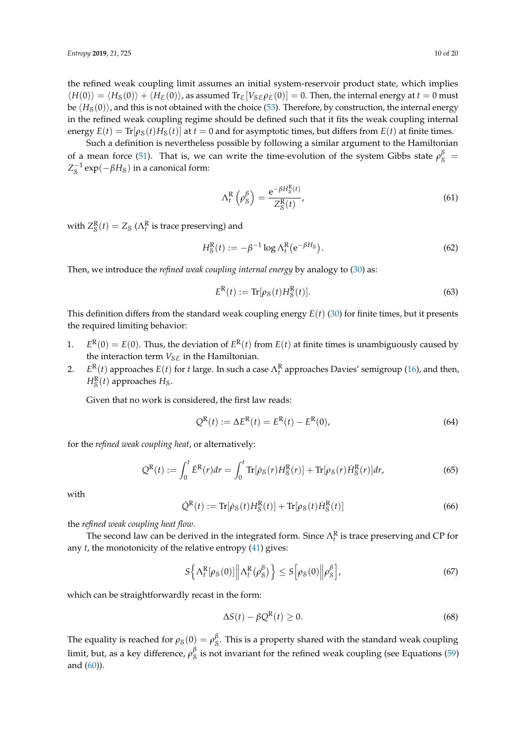the refined weak coupling limit assumes an initial system-reservoir product state, which implies $\langle H(0)\rangle = \langle H_{\mathcal{S}}(0)\rangle + \langle H_{\mathcal{E}}(0)\rangle$, as assumed $\mathrm{Tr}_{\mathcal{E}}[V_{\mathcal{S}\mathcal{E}}\rho_{\mathcal{E}}(0)] = 0$. Then, the internal energy at $t = 0$ must be $\langle H_{\mathcal{S}}(0)\rangle$, and this is not obtained with the choice (53). Therefore, by construction, the internal energy in the refined weak coupling regime should be defined such that it fits the weak coupling internal energy $E(t) = \mathrm{Tr}[\rho_{\mathcal{S}}(t)H_{\mathcal{S}}(t)]$ at $t = 0$ and for asymptotic times, but differs from $E(t)$ at finite times.

Such a definition is nevertheless possible by following a similar argument to the Hamiltonian of a mean force (51). That is, we can write the time-evolution of the system Gibbs state $\rho_{\mathcal{S}}^{\beta} = Z_{\mathcal{S}}^{-1}\exp(-\beta H_{\mathcal{S}})$ in a canonical form:

$$\Lambda_t^{\mathrm{R}}\left(\rho_{\mathcal{S}}^{\beta}\right) = \frac{\mathrm{e}^{-\beta H_{\mathcal{S}}^{\mathrm{R}}(t)}}{Z_{\mathcal{S}}^{\mathrm{R}}(t)}, \tag{61}$$

with $Z_{\mathcal{S}}^{\mathrm{R}}(t) = Z_{\mathcal{S}}$ ($\Lambda_t^{\mathrm{R}}$ is trace preserving) and

$$H_{\mathcal{S}}^{\mathrm{R}}(t) := -\beta^{-1}\log\Lambda_t^{\mathrm{R}}\big(\mathrm{e}^{-\beta H_{\mathcal{S}}}\big). \tag{62}$$

Then, we introduce the *refined weak coupling internal energy* by analogy to (30) as:

$$E^{\mathrm{R}}(t) := \mathrm{Tr}[\rho_{\mathcal{S}}(t)H_{\mathcal{S}}^{\mathrm{R}}(t)]. \tag{63}$$

This definition differs from the standard weak coupling energy $E(t)$ (30) for finite times, but it presents the required limiting behavior:

1. $E^{\mathrm{R}}(0) = E(0)$. Thus, the deviation of $E^{\mathrm{R}}(t)$ from $E(t)$ at finite times is unambiguously caused by the interaction term $V_{\mathcal{S}\mathcal{E}}$ in the Hamiltonian.
2. $E^{\mathrm{R}}(t)$ approaches $E(t)$ for $t$ large. In such a case $\Lambda_t^{\mathrm{R}}$ approaches Davies' semigroup (16), and then, $H_{\mathcal{S}}^{\mathrm{R}}(t)$ approaches $H_{\mathcal{S}}$.

Given that no work is considered, the first law reads:

$$Q^{\mathrm{R}}(t) := \Delta E^{\mathrm{R}}(t) = E^{\mathrm{R}}(t) - E^{\mathrm{R}}(0), \tag{64}$$

for the *refined weak coupling heat*, or alternatively:

$$Q^{\mathrm{R}}(t) := \int_0^t \dot{E}^{\mathrm{R}}(r)dr = \int_0^t \mathrm{Tr}[\dot{\rho}_{\mathcal{S}}(r)H_{\mathcal{S}}^{\mathrm{R}}(r)] + \mathrm{Tr}[\rho_{\mathcal{S}}(r)\dot{H}_{\mathcal{S}}^{\mathrm{R}}(r)]dr, \tag{65}$$

with

$$\dot{Q}^{\mathrm{R}}(t) := \mathrm{Tr}[\dot{\rho}_{\mathcal{S}}(t)H_{\mathcal{S}}^{\mathrm{R}}(t)] + \mathrm{Tr}[\rho_{\mathcal{S}}(t)\dot{H}_{\mathcal{S}}^{\mathrm{R}}(t)] \tag{66}$$

the *refined weak coupling heat flow*.

The second law can be derived in the integrated form. Since $\Lambda_t^{\mathrm{R}}$ is trace preserving and CP for any $t$, the monotonicity of the relative entropy (41) gives:

$$S\Big\{\Lambda_t^{\mathrm{R}}[\rho_{\mathcal{S}}(0)]\Big\|\Lambda_t^{\mathrm{R}}\big(\rho_{\mathcal{S}}^{\beta}\big)\Big\} \leq S\Big[\rho_{\mathcal{S}}(0)\Big\|\rho_{\mathcal{S}}^{\beta}\Big], \tag{67}$$

which can be straightforwardly recast in the form:

$$\Delta S(t) - \beta Q^{\mathrm{R}}(t) \geq 0. \tag{68}$$

The equality is reached for $\rho_{\mathcal{S}}(0) = \rho_{\mathcal{S}}^{\beta}$. This is a property shared with the standard weak coupling limit, but, as a key difference, $\rho_{\mathcal{S}}^{\beta}$ is not invariant for the refined weak coupling (see Equations (59) and (60)).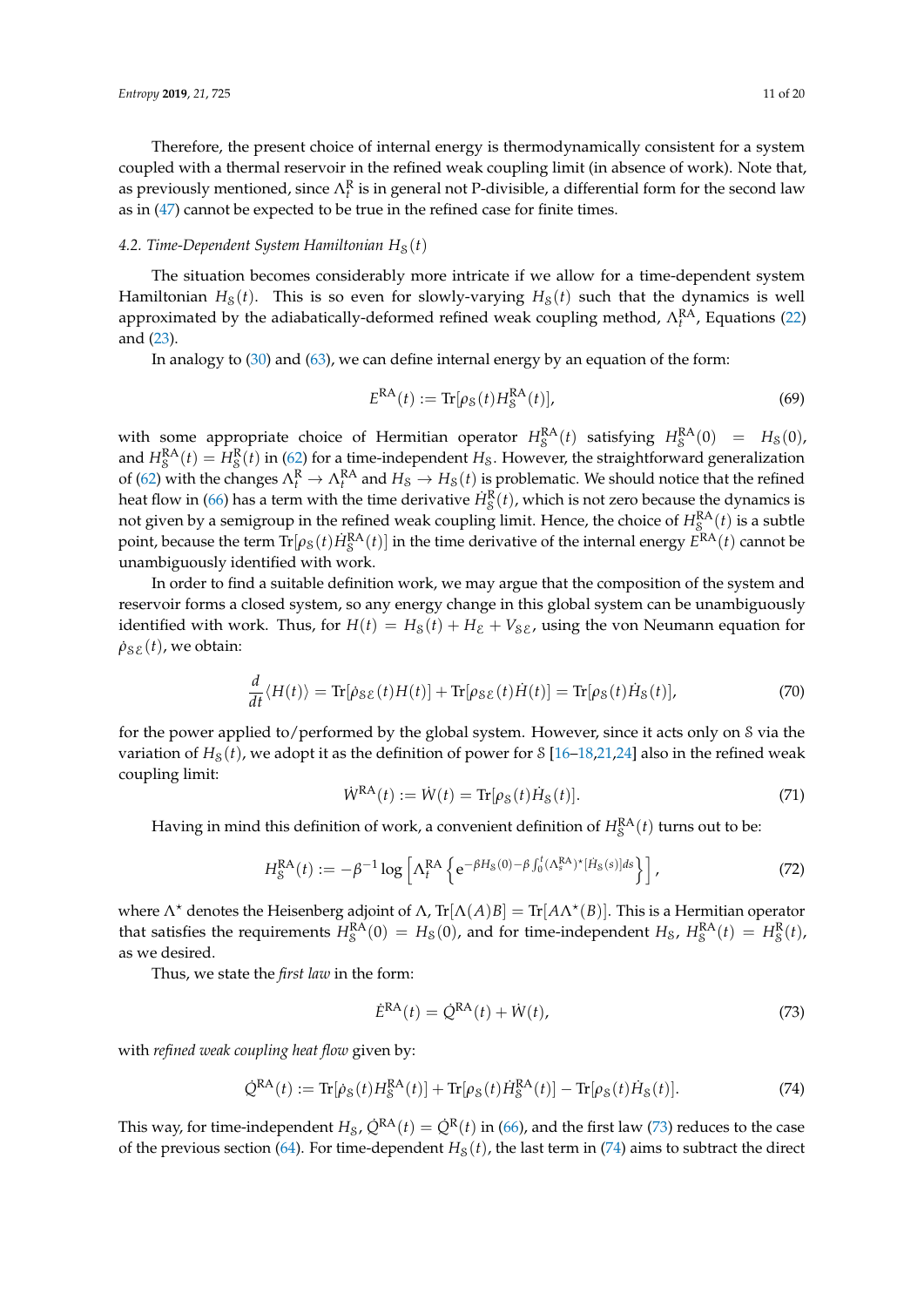Therefore, the present choice of internal energy is thermodynamically consistent for a system coupled with a thermal reservoir in the refined weak coupling limit (in absence of work). Note that, as previously mentioned, since $\Lambda_t^{\mathrm{R}}$ is in general not P-divisible, a differential form for the second law as in (47) cannot be expected to be true in the refined case for finite times.

### 4.2. Time-Dependent System Hamiltonian $H_{\mathcal{S}}(t)$

The situation becomes considerably more intricate if we allow for a time-dependent system Hamiltonian $H_{\mathcal{S}}(t)$. This is so even for slowly-varying $H_{\mathcal{S}}(t)$ such that the dynamics is well approximated by the adiabatically-deformed refined weak coupling method, $\Lambda_t^{\mathrm{RA}}$, Equations (22) and (23).

In analogy to (30) and (63), we can define internal energy by an equation of the form:

$$E^{\mathrm{RA}}(t) := \mathrm{Tr}[\rho_{\mathcal{S}}(t) H_{\mathcal{S}}^{\mathrm{RA}}(t)], \tag{69}$$

with some appropriate choice of Hermitian operator $H_{\mathcal{S}}^{\mathrm{RA}}(t)$ satisfying $H_{\mathcal{S}}^{\mathrm{RA}}(0) = H_{\mathcal{S}}(0)$, and $H_{\mathcal{S}}^{\mathrm{RA}}(t) = H_{\mathcal{S}}^{\mathrm{R}}(t)$ in (62) for a time-independent $H_{\mathcal{S}}$. However, the straightforward generalization of (62) with the changes $\Lambda_t^{\mathrm{R}} \to \Lambda_t^{\mathrm{RA}}$ and $H_{\mathcal{S}} \to H_{\mathcal{S}}(t)$ is problematic. We should notice that the refined heat flow in (66) has a term with the time derivative $\dot{H}_{\mathcal{S}}^{\mathrm{R}}(t)$, which is not zero because the dynamics is not given by a semigroup in the refined weak coupling limit. Hence, the choice of $H_{\mathcal{S}}^{\mathrm{RA}}(t)$ is a subtle point, because the term $\mathrm{Tr}[\rho_{\mathcal{S}}(t) \dot{H}_{\mathcal{S}}^{\mathrm{RA}}(t)]$ in the time derivative of the internal energy $E^{\mathrm{RA}}(t)$ cannot be unambiguously identified with work.

In order to find a suitable definition work, we may argue that the composition of the system and reservoir forms a closed system, so any energy change in this global system can be unambiguously identified with work. Thus, for $H(t) = H_{\mathcal{S}}(t) + H_{\mathcal{E}} + V_{\mathcal{S}\mathcal{E}}$, using the von Neumann equation for $\dot{\rho}_{\mathcal{S}\mathcal{E}}(t)$, we obtain:

$$\frac{d}{dt}\langle H(t)\rangle = \mathrm{Tr}[\dot{\rho}_{\mathcal{S}\mathcal{E}}(t) H(t)] + \mathrm{Tr}[\rho_{\mathcal{S}\mathcal{E}}(t) \dot{H}(t)] = \mathrm{Tr}[\rho_{\mathcal{S}}(t) \dot{H}_{\mathcal{S}}(t)], \tag{70}$$

for the power applied to/performed by the global system. However, since it acts only on $\mathcal{S}$ via the variation of $H_{\mathcal{S}}(t)$, we adopt it as the definition of power for $\mathcal{S}$ [16–18,21,24] also in the refined weak coupling limit:

$$\dot{W}^{\mathrm{RA}}(t) := \dot{W}(t) = \mathrm{Tr}[\rho_{\mathcal{S}}(t) \dot{H}_{\mathcal{S}}(t)]. \tag{71}$$

Having in mind this definition of work, a convenient definition of $H_{\mathcal{S}}^{\mathrm{RA}}(t)$ turns out to be:

$$H_{\mathcal{S}}^{\mathrm{RA}}(t) := -\beta^{-1} \log\left[\Lambda_t^{\mathrm{RA}}\left\{ \mathrm{e}^{-\beta H_{\mathcal{S}}(0) - \beta \int_0^t (\Lambda_s^{\mathrm{RA}})^{\star}[\dot{H}_{\mathcal{S}}(s)] ds} \right\}\right], \tag{72}$$

where $\Lambda^{\star}$ denotes the Heisenberg adjoint of $\Lambda$, $\mathrm{Tr}[\Lambda(A) B] = \mathrm{Tr}[A \Lambda^{\star}(B)]$. This is a Hermitian operator that satisfies the requirements $H_{\mathcal{S}}^{\mathrm{RA}}(0) = H_{\mathcal{S}}(0)$, and for time-independent $H_{\mathcal{S}}$, $H_{\mathcal{S}}^{\mathrm{RA}}(t) = H_{\mathcal{S}}^{\mathrm{R}}(t)$, as we desired.

Thus, we state the *first law* in the form:

$$\dot{E}^{\mathrm{RA}}(t) = \dot{Q}^{\mathrm{RA}}(t) + \dot{W}(t), \tag{73}$$

with *refined weak coupling heat flow* given by:

$$\dot{Q}^{\mathrm{RA}}(t) := \mathrm{Tr}[\dot{\rho}_{\mathcal{S}}(t) H_{\mathcal{S}}^{\mathrm{RA}}(t)] + \mathrm{Tr}[\rho_{\mathcal{S}}(t) \dot{H}_{\mathcal{S}}^{\mathrm{RA}}(t)] - \mathrm{Tr}[\rho_{\mathcal{S}}(t) \dot{H}_{\mathcal{S}}(t)]. \tag{74}$$

This way, for time-independent $H_{\mathcal{S}}$, $\dot{Q}^{\mathrm{RA}}(t) = \dot{Q}^{\mathrm{R}}(t)$ in (66), and the first law (73) reduces to the case of the previous section (64). For time-dependent $H_{\mathcal{S}}(t)$, the last term in (74) aims to subtract the direct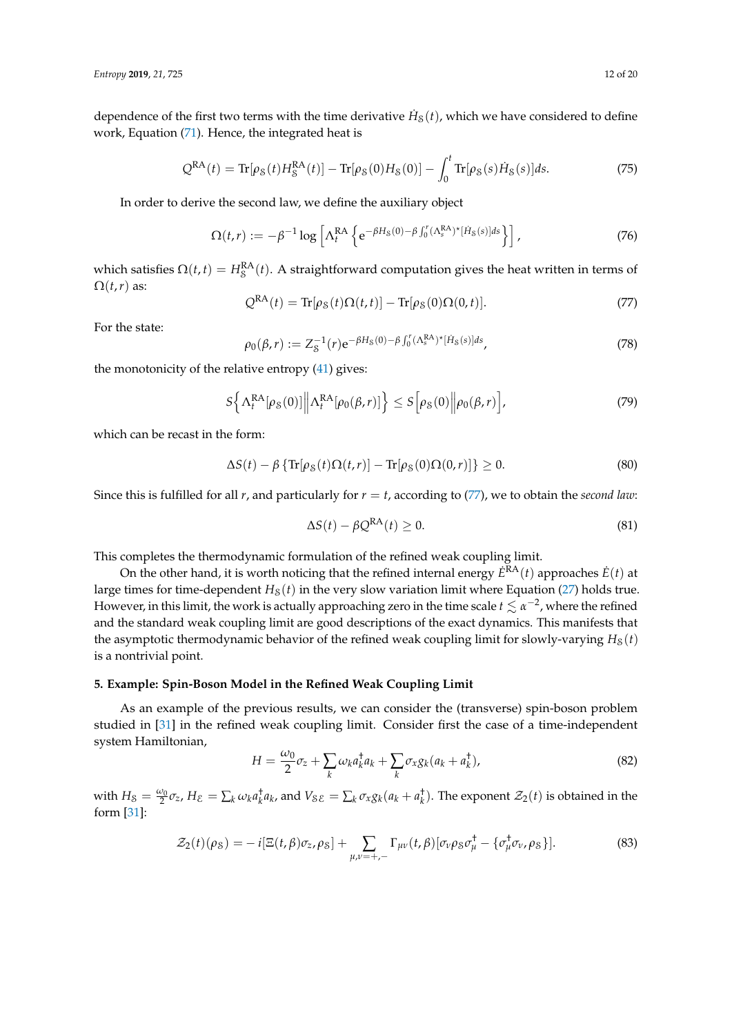dependence of the first two terms with the time derivative $\dot{H}_{\mathcal{S}}(t)$, which we have considered to define work, Equation (71). Hence, the integrated heat is

$$Q^{\mathrm{RA}}(t) = \mathrm{Tr}[\rho_{\mathcal{S}}(t) H^{\mathrm{RA}}_{\mathcal{S}}(t)] - \mathrm{Tr}[\rho_{\mathcal{S}}(0) H_{\mathcal{S}}(0)] - \int_0^t \mathrm{Tr}[\rho_{\mathcal{S}}(s) \dot{H}_{\mathcal{S}}(s)] ds. \tag{75}$$

In order to derive the second law, we define the auxiliary object

$$\Omega(t,r) := -\beta^{-1} \log \left[ \Lambda^{\mathrm{RA}}_t \left\{ \mathrm{e}^{-\beta H_{\mathcal{S}}(0) - \beta \int_0^r (\Lambda^{\mathrm{RA}}_s)^* [\dot{H}_{\mathcal{S}}(s)] ds} \right\} \right], \tag{76}$$

which satisfies $\Omega(t,t) = H^{\mathrm{RA}}_{\mathcal{S}}(t)$. A straightforward computation gives the heat written in terms of $\Omega(t,r)$ as:

$$Q^{\mathrm{RA}}(t) = \mathrm{Tr}[\rho_{\mathcal{S}}(t) \Omega(t,t)] - \mathrm{Tr}[\rho_{\mathcal{S}}(0) \Omega(0,t)]. \tag{77}$$

For the state:

$$\rho_0(\beta, r) := Z_{\mathcal{S}}^{-1}(r) \mathrm{e}^{-\beta H_{\mathcal{S}}(0) - \beta \int_0^r (\Lambda^{\mathrm{RA}}_s)^* [\dot{H}_{\mathcal{S}}(s)] ds}, \tag{78}$$

the monotonicity of the relative entropy (41) gives:

$$S\Big\{ \Lambda^{\mathrm{RA}}_t [\rho_{\mathcal{S}}(0)] \Big\| \Lambda^{\mathrm{RA}}_t [\rho_0(\beta, r)] \Big\} \leq S\Big[ \rho_{\mathcal{S}}(0) \Big\| \rho_0(\beta, r) \Big], \tag{79}$$

which can be recast in the form:

$$\Delta S(t) - \beta \left\{ \mathrm{Tr}[\rho_{\mathcal{S}}(t) \Omega(t,r)] - \mathrm{Tr}[\rho_{\mathcal{S}}(0) \Omega(0,r)] \right\} \geq 0. \tag{80}$$

Since this is fulfilled for all $r$, and particularly for $r = t$, according to (77), we to obtain the *second law*:

$$\Delta S(t) - \beta Q^{\mathrm{RA}}(t) \geq 0. \tag{81}$$

This completes the thermodynamic formulation of the refined weak coupling limit.

On the other hand, it is worth noticing that the refined internal energy $\dot{E}^{\mathrm{RA}}(t)$ approaches $\dot{E}(t)$ at large times for time-dependent $H_{\mathcal{S}}(t)$ in the very slow variation limit where Equation (27) holds true. However, in this limit, the work is actually approaching zero in the time scale $t \lesssim \alpha^{-2}$, where the refined and the standard weak coupling limit are good descriptions of the exact dynamics. This manifests that the asymptotic thermodynamic behavior of the refined weak coupling limit for slowly-varying $H_{\mathcal{S}}(t)$ is a nontrivial point.

### 5. Example: Spin-Boson Model in the Refined Weak Coupling Limit

As an example of the previous results, we can consider the (transverse) spin-boson problem studied in [31] in the refined weak coupling limit. Consider first the case of a time-independent system Hamiltonian,

$$H = \frac{\omega_0}{2} \sigma_z + \sum_k \omega_k a_k^\dagger a_k + \sum_k \sigma_x g_k (a_k + a_k^\dagger), \tag{82}$$

with $H_{\mathcal{S}} = \frac{\omega_0}{2} \sigma_z$, $H_{\mathcal{E}} = \sum_k \omega_k a_k^\dagger a_k$, and $V_{\mathcal{SE}} = \sum_k \sigma_x g_k (a_k + a_k^\dagger)$. The exponent $\mathcal{Z}_2(t)$ is obtained in the form [31]:

$$\mathcal{Z}_2(t)(\rho_{\mathcal{S}}) = -i[\Xi(t,\beta)\sigma_z, \rho_{\mathcal{S}}] + \sum_{\mu,\nu=+,-} \Gamma_{\mu\nu}(t,\beta)[\sigma_\nu \rho_{\mathcal{S}} \sigma_\mu^\dagger - \{\sigma_\mu^\dagger \sigma_\nu, \rho_{\mathcal{S}}\}]. \tag{83}$$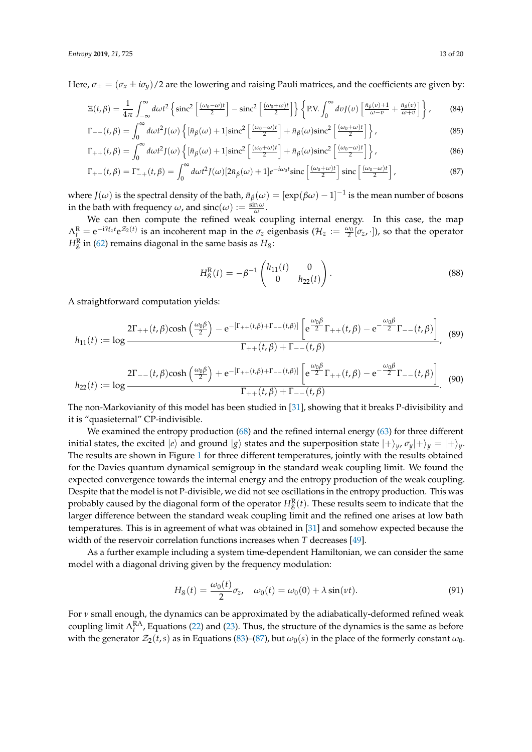Here, $\sigma_\pm = (\sigma_x \pm i\sigma_y)/2$ are the lowering and raising Pauli matrices, and the coefficients are given by:

$$\Xi(t,\beta) = \frac{1}{4\pi}\int_{-\infty}^{\infty} d\omega t^2 \left\{ \mathrm{sinc}^2\left[\tfrac{(\omega_0-\omega)t}{2}\right] - \mathrm{sinc}^2\left[\tfrac{(\omega_0+\omega)t}{2}\right] \right\} \left\{ \mathrm{P.V.}\int_0^\infty dv J(v) \left[ \tfrac{\bar{n}_\beta(v)+1}{\omega - v} + \tfrac{\bar{n}_\beta(v)}{\omega+v} \right] \right\}, \tag{84}$$

$$\Gamma_{--}(t,\beta) = \int_0^\infty d\omega t^2 J(\omega) \left\{ [\bar{n}_\beta(\omega)+1]\mathrm{sinc}^2\left[\tfrac{(\omega_0-\omega)t}{2}\right] + \bar{n}_\beta(\omega)\mathrm{sinc}^2\left[\tfrac{(\omega_0+\omega)t}{2}\right] \right\}, \tag{85}$$

$$\Gamma_{++}(t,\beta) = \int_0^\infty d\omega t^2 J(\omega) \left\{ [\bar{n}_\beta(\omega)+1]\mathrm{sinc}^2\left[\tfrac{(\omega_0+\omega)t}{2}\right] + \bar{n}_\beta(\omega)\mathrm{sinc}^2\left[\tfrac{(\omega_0-\omega)t}{2}\right] \right\}, \tag{86}$$

$$\Gamma_{+-}(t,\beta) = \Gamma_{-+}^*(t,\beta) = \int_0^\infty d\omega t^2 J(\omega)[2\bar{n}_\beta(\omega)+1] e^{-i\omega_0 t}\mathrm{sinc}\left[\tfrac{(\omega_0+\omega)t}{2}\right]\mathrm{sinc}\left[\tfrac{(\omega_0-\omega)t}{2}\right], \tag{87}$$

where $J(\omega)$ is the spectral density of the bath, $\bar{n}_\beta(\omega) = [\exp(\beta\omega)-1]^{-1}$ is the mean number of bosons in the bath with frequency $\omega$, and $\mathrm{sinc}(\omega) := \frac{\sin\omega}{\omega}$.

We can then compute the refined weak coupling internal energy. In this case, the map $\Lambda_t^{\mathrm{R}} = \mathrm{e}^{-\mathrm{i}\mathcal{H}_z t}\mathrm{e}^{\mathcal{Z}_2(t)}$ is an incoherent map in the $\sigma_z$ eigenbasis ($\mathcal{H}_z := \frac{\omega_0}{2}[\sigma_z, \cdot]$), so that the operator $H_S^{\mathrm{R}}$ in (62) remains diagonal in the same basis as $H_S$:

$$H_S^{\mathrm{R}}(t) = -\beta^{-1}\begin{pmatrix} h_{11}(t) & 0 \\ 0 & h_{22}(t) \end{pmatrix}. \tag{88}$$

A straightforward computation yields:

$$h_{11}(t) := \log \frac{2\Gamma_{++}(t,\beta)\cosh\left(\frac{\omega_0\beta}{2}\right) - \mathrm{e}^{-[\Gamma_{++}(t,\beta)+\Gamma_{--}(t,\beta)]}\left[\mathrm{e}^{\frac{\omega_0\beta}{2}}\Gamma_{++}(t,\beta) - \mathrm{e}^{-\frac{\omega_0\beta}{2}}\Gamma_{--}(t,\beta)\right]}{\Gamma_{++}(t,\beta)+\Gamma_{--}(t,\beta)}, \tag{89}$$

$$h_{22}(t) := \log \frac{2\Gamma_{--}(t,\beta)\cosh\left(\frac{\omega_0\beta}{2}\right) + \mathrm{e}^{-[\Gamma_{++}(t,\beta)+\Gamma_{--}(t,\beta)]}\left[\mathrm{e}^{\frac{\omega_0\beta}{2}}\Gamma_{++}(t,\beta) - \mathrm{e}^{-\frac{\omega_0\beta}{2}}\Gamma_{--}(t,\beta)\right]}{\Gamma_{++}(t,\beta)+\Gamma_{--}(t,\beta)}. \tag{90}$$

The non-Markovianity of this model has been studied in [31], showing that it breaks P-divisibility and it is "quasieternal" CP-indivisible.

We examined the entropy production (68) and the refined internal energy (63) for three different initial states, the excited $|e\rangle$ and ground $|g\rangle$ states and the superposition state $|+\rangle_y$, $\sigma_y|+\rangle_y = |+\rangle_y$. The results are shown in Figure 1 for three different temperatures, jointly with the results obtained for the Davies quantum dynamical semigroup in the standard weak coupling limit. We found the expected convergence towards the internal energy and the entropy production of the weak coupling. Despite that the model is not P-divisible, we did not see oscillations in the entropy production. This was probably caused by the diagonal form of the operator $H_S^{\mathrm{R}}(t)$. These results seem to indicate that the larger difference between the standard weak coupling limit and the refined one arises at low bath temperatures. This is in agreement of what was obtained in [31] and somehow expected because the width of the reservoir correlation functions increases when $T$ decreases [49].

As a further example including a system time-dependent Hamiltonian, we can consider the same model with a diagonal driving given by the frequency modulation:

$$H_S(t) = \frac{\omega_0(t)}{2}\sigma_z, \quad \omega_0(t) = \omega_0(0) + \lambda\sin(\nu t). \tag{91}$$

For $\nu$ small enough, the dynamics can be approximated by the adiabatically-deformed refined weak coupling limit $\Lambda_t^{\mathrm{RA}}$, Equations (22) and (23). Thus, the structure of the dynamics is the same as before with the generator $\mathcal{Z}_2(t,s)$ as in Equations (83)–(87), but $\omega_0(s)$ in the place of the formerly constant $\omega_0$.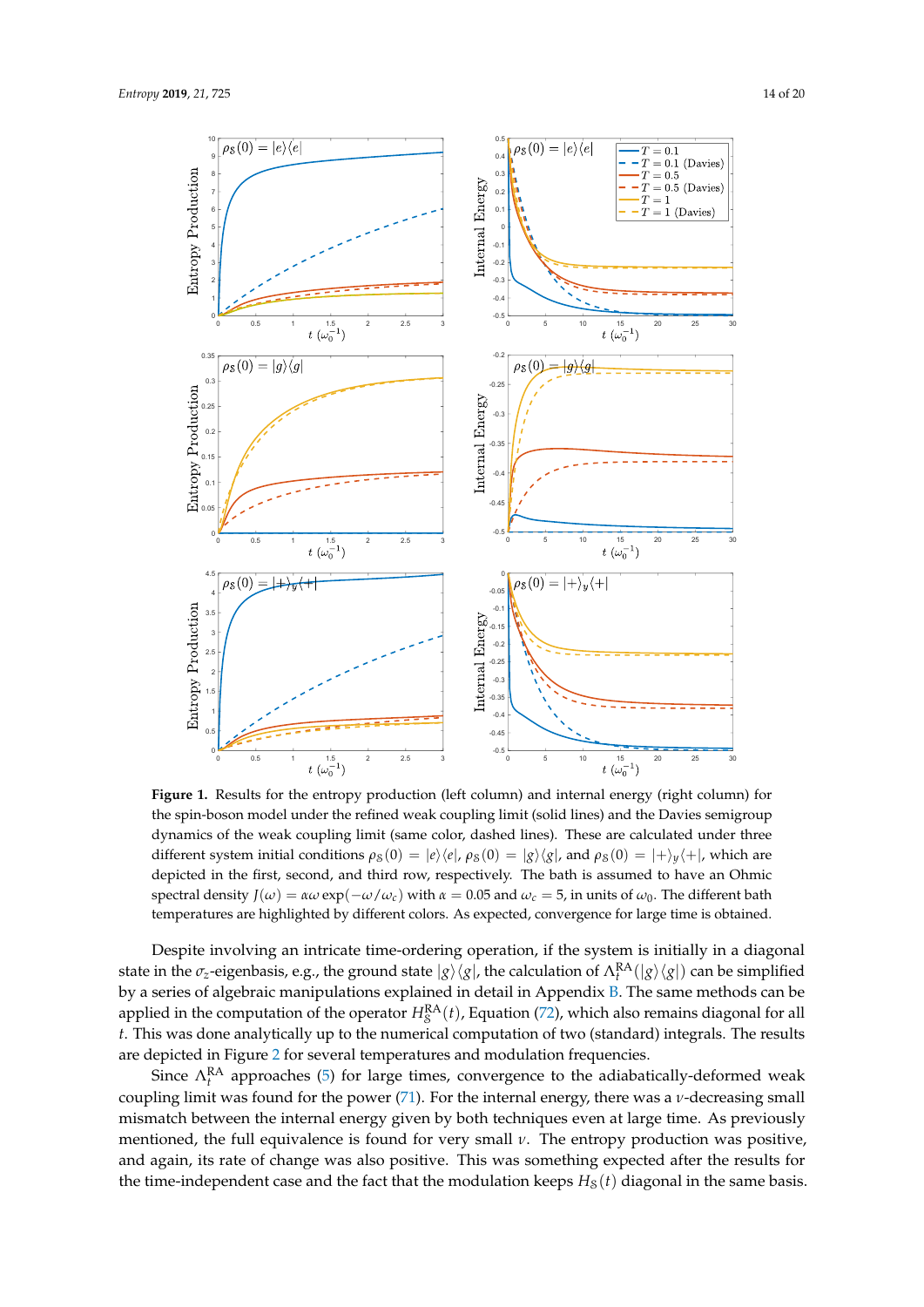**Figure 1.** Results for the entropy production (left column) and internal energy (right column) for the spin-boson model under the refined weak coupling limit (solid lines) and the Davies semigroup dynamics of the weak coupling limit (same color, dashed lines). These are calculated under three different system initial conditions $\rho_S(0) = |e\rangle\langle e|$, $\rho_S(0) = |g\rangle\langle g|$, and $\rho_S(0) = |+\rangle_y\langle +|$, which are depicted in the first, second, and third row, respectively. The bath is assumed to have an Ohmic spectral density $J(\omega) = \alpha\omega \exp(-\omega/\omega_c)$ with $\alpha = 0.05$ and $\omega_c = 5$, in units of $\omega_0$. The different bath temperatures are highlighted by different colors. As expected, convergence for large time is obtained.

Despite involving an intricate time-ordering operation, if the system is initially in a diagonal state in the $\sigma_z$-eigenbasis, e.g., the ground state $|g\rangle\langle g|$, the calculation of $\Lambda_t^{\mathrm{RA}}(|g\rangle\langle g|)$ can be simplified by a series of algebraic manipulations explained in detail in Appendix B. The same methods can be applied in the computation of the operator $H_S^{\mathrm{RA}}(t)$, Equation (72), which also remains diagonal for all $t$. This was done analytically up to the numerical computation of two (standard) integrals. The results are depicted in Figure 2 for several temperatures and modulation frequencies.

Since $\Lambda_t^{\mathrm{RA}}$ approaches (5) for large times, convergence to the adiabatically-deformed weak coupling limit was found for the power (71). For the internal energy, there was a $\nu$-decreasing small mismatch between the internal energy given by both techniques even at large time. As previously mentioned, the full equivalence is found for very small $\nu$. The entropy production was positive, and again, its rate of change was also positive. This was something expected after the results for the time-independent case and the fact that the modulation keeps $H_S(t)$ diagonal in the same basis.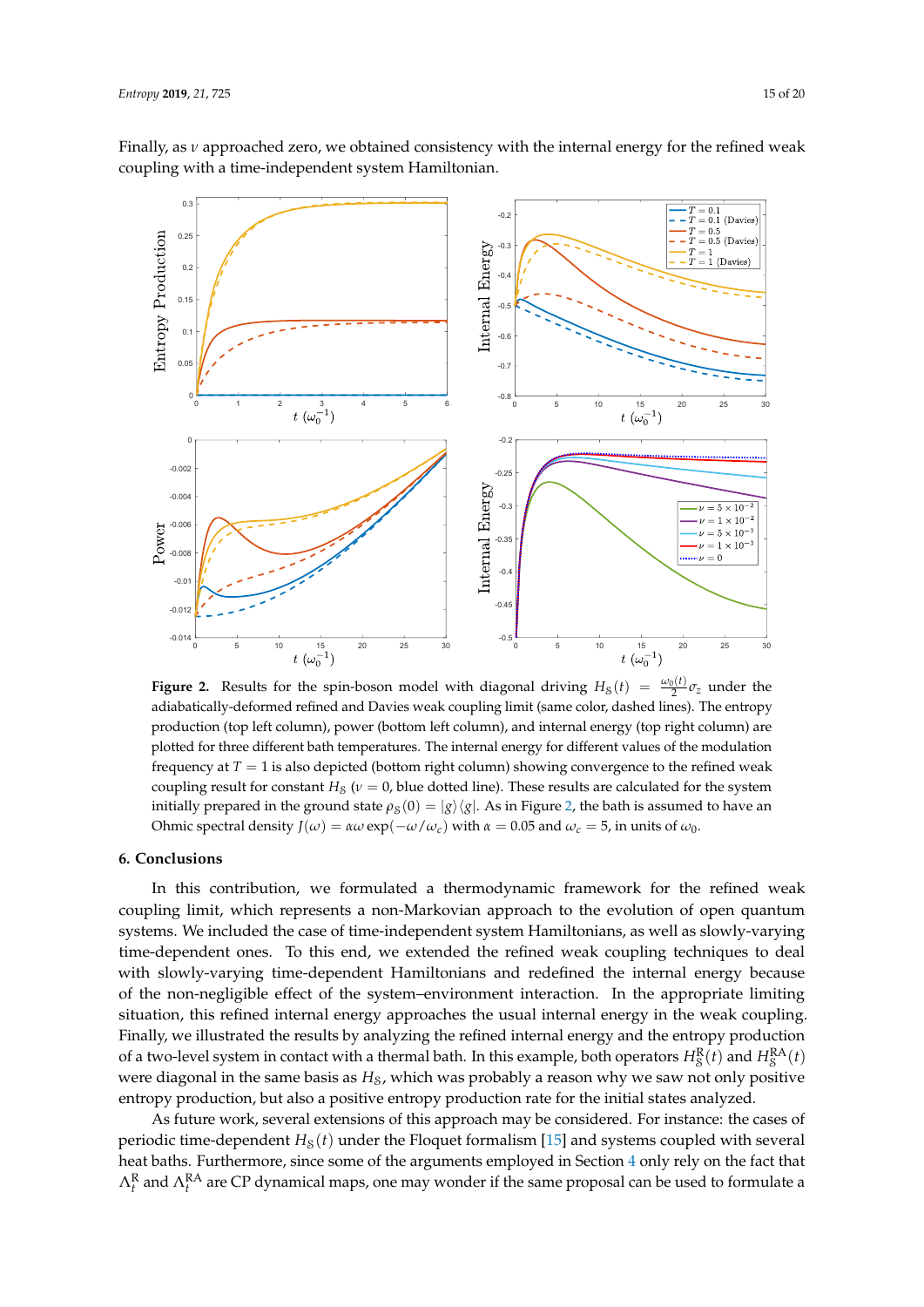Finally, as $\nu$ approached zero, we obtained consistency with the internal energy for the refined weak coupling with a time-independent system Hamiltonian.

**Figure 2.** Results for the spin-boson model with diagonal driving $H_S(t) = \frac{\omega_0(t)}{2}\sigma_z$ under the adiabatically-deformed refined and Davies weak coupling limit (same color, dashed lines). The entropy production (top left column), power (bottom left column), and internal energy (top right column) are plotted for three different bath temperatures. The internal energy for different values of the modulation frequency at $T = 1$ is also depicted (bottom right column) showing convergence to the refined weak coupling result for constant $H_S$ ($\nu = 0$, blue dotted line). These results are calculated for the system initially prepared in the ground state $\rho_S(0) = |g\rangle\langle g|$. As in Figure 2, the bath is assumed to have an Ohmic spectral density $J(\omega) = \alpha\omega\exp(-\omega/\omega_c)$ with $\alpha = 0.05$ and $\omega_c = 5$, in units of $\omega_0$.

## 6. Conclusions

In this contribution, we formulated a thermodynamic framework for the refined weak coupling limit, which represents a non-Markovian approach to the evolution of open quantum systems. We included the case of time-independent system Hamiltonians, as well as slowly-varying time-dependent ones. To this end, we extended the refined weak coupling techniques to deal with slowly-varying time-dependent Hamiltonians and redefined the internal energy because of the non-negligible effect of the system–environment interaction. In the appropriate limiting situation, this refined internal energy approaches the usual internal energy in the weak coupling. Finally, we illustrated the results by analyzing the refined internal energy and the entropy production of a two-level system in contact with a thermal bath. In this example, both operators $H_S^{\mathrm{R}}(t)$ and $H_S^{\mathrm{RA}}(t)$ were diagonal in the same basis as $H_S$, which was probably a reason why we saw not only positive entropy production, but also a positive entropy production rate for the initial states analyzed.

As future work, several extensions of this approach may be considered. For instance: the cases of periodic time-dependent $H_S(t)$ under the Floquet formalism [15] and systems coupled with several heat baths. Furthermore, since some of the arguments employed in Section 4 only rely on the fact that $\Lambda_t^{\mathrm{R}}$ and $\Lambda_t^{\mathrm{RA}}$ are CP dynamical maps, one may wonder if the same proposal can be used to formulate a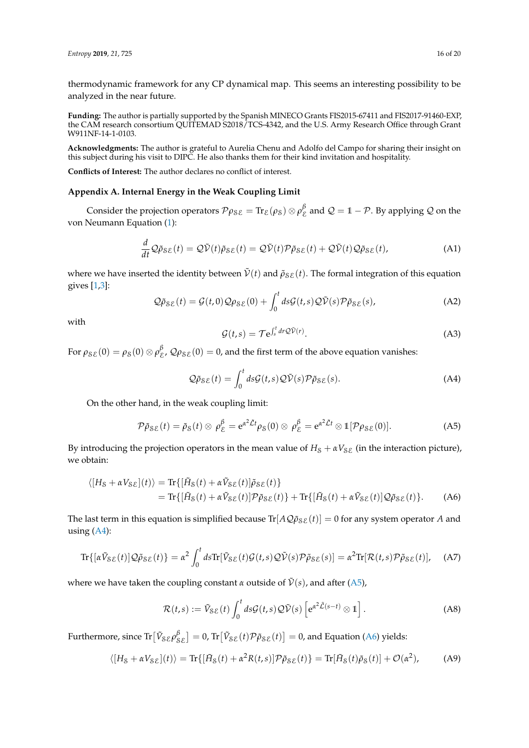thermodynamic framework for any CP dynamical map. This seems an interesting possibility to be analyzed in the near future.

**Funding:** The author is partially supported by the Spanish MINECO Grants FIS2015-67411 and FIS2017-91460-EXP, the CAM research consortium QUITEMAD S2018/TCS-4342, and the U.S. Army Research Office through Grant W911NF-14-1-0103.

**Acknowledgments:** The author is grateful to Aurelia Chenu and Adolfo del Campo for sharing their insight on this subject during his visit to DIPC. He also thanks them for their kind invitation and hospitality.

**Conflicts of Interest:** The author declares no conflict of interest.

### Appendix A. Internal Energy in the Weak Coupling Limit

Consider the projection operators $\mathcal{P}\rho_{\mathcal{SE}} = \mathrm{Tr}_{\mathcal{E}}(\rho_{\mathcal{S}}) \otimes \rho_{\mathcal{E}}^{\beta}$ and $\mathcal{Q} = \mathbb{1} - \mathcal{P}$. By applying $\mathcal{Q}$ on the von Neumann Equation (1):

$$\frac{d}{dt}\mathcal{Q}\tilde{\rho}_{\mathcal{SE}}(t) = \mathcal{Q}\tilde{\mathcal{V}}(t)\tilde{\rho}_{\mathcal{SE}}(t) = \mathcal{Q}\tilde{\mathcal{V}}(t)\mathcal{P}\tilde{\rho}_{\mathcal{SE}}(t) + \mathcal{Q}\tilde{\mathcal{V}}(t)\mathcal{Q}\tilde{\rho}_{\mathcal{SE}}(t), \tag{A1}$$

where we have inserted the identity between $\tilde{\mathcal{V}}(t)$ and $\tilde{\rho}_{\mathcal{SE}}(t)$. The formal integration of this equation gives [1,3]:

$$\mathcal{Q}\tilde{\rho}_{\mathcal{SE}}(t) = \mathcal{G}(t,0)\mathcal{Q}\rho_{\mathcal{SE}}(0) + \int_0^t ds \mathcal{G}(t,s)\mathcal{Q}\tilde{\mathcal{V}}(s)\mathcal{P}\tilde{\rho}_{\mathcal{SE}}(s), \tag{A2}$$

with

$$\mathcal{G}(t,s) = \mathcal{T}\mathrm{e}^{\int_s^t dr \mathcal{Q}\tilde{\mathcal{V}}(r)}. \tag{A3}$$

For $\rho_{\mathcal{SE}}(0) = \rho_{\mathcal{S}}(0) \otimes \rho_{\mathcal{E}}^{\beta}$, $\mathcal{Q}\rho_{\mathcal{SE}}(0) = 0$, and the first term of the above equation vanishes:

$$\mathcal{Q}\tilde{\rho}_{\mathcal{SE}}(t) = \int_0^t ds \mathcal{G}(t,s)\mathcal{Q}\tilde{\mathcal{V}}(s)\mathcal{P}\tilde{\rho}_{\mathcal{SE}}(s). \tag{A4}$$

On the other hand, in the weak coupling limit:

$$\mathcal{P}\tilde{\rho}_{\mathcal{SE}}(t) = \tilde{\rho}_{\mathcal{S}}(t) \otimes \rho_{\mathcal{E}}^{\beta} = \mathrm{e}^{\alpha^2 \tilde{\mathcal{L}} t}\rho_{\mathcal{S}}(0) \otimes \rho_{\mathcal{E}}^{\beta} = \mathrm{e}^{\alpha^2 \tilde{\mathcal{L}} t} \otimes \mathbb{1}[\mathcal{P}\rho_{\mathcal{SE}}(0)]. \tag{A5}$$

By introducing the projection operators in the mean value of $H_{\mathcal{S}} + \alpha V_{\mathcal{SE}}$ (in the interaction picture), we obtain:

$$\begin{aligned}
\langle [H_{\mathcal{S}} + \alpha V_{\mathcal{SE}}](t) \rangle &= \mathrm{Tr}\{[\tilde{H}_{\mathcal{S}}(t) + \alpha \tilde{V}_{\mathcal{SE}}(t)]\tilde{\rho}_{\mathcal{SE}}(t)\} \\
&= \mathrm{Tr}\{[\tilde{H}_{\mathcal{S}}(t) + \alpha \tilde{V}_{\mathcal{SE}}(t)]\mathcal{P}\tilde{\rho}_{\mathcal{SE}}(t)\} + \mathrm{Tr}\{[\tilde{H}_{\mathcal{S}}(t) + \alpha \tilde{V}_{\mathcal{SE}}(t)]\mathcal{Q}\tilde{\rho}_{\mathcal{SE}}(t)\}.
\end{aligned} \tag{A6}$$

The last term in this equation is simplified because $\mathrm{Tr}[A\mathcal{Q}\tilde{\rho}_{\mathcal{SE}}(t)] = 0$ for any system operator $A$ and using (A4):

$$\mathrm{Tr}\{[\alpha \tilde{V}_{\mathcal{SE}}(t)]\mathcal{Q}\tilde{\rho}_{\mathcal{SE}}(t)\} = \alpha^2 \int_0^t ds \mathrm{Tr}[\tilde{V}_{\mathcal{SE}}(t)\mathcal{G}(t,s)\mathcal{Q}\tilde{\mathcal{V}}(s)\mathcal{P}\tilde{\rho}_{\mathcal{SE}}(s)] = \alpha^2 \mathrm{Tr}[\mathcal{R}(t,s)\mathcal{P}\tilde{\rho}_{\mathcal{SE}}(t)], \tag{A7}$$

where we have taken the coupling constant $\alpha$ outside of $\tilde{\mathcal{V}}(s)$, and after (A5),

$$\mathcal{R}(t,s) := \tilde{V}_{\mathcal{SE}}(t) \int_0^t ds \mathcal{G}(t,s)\mathcal{Q}\tilde{\mathcal{V}}(s)\left[\mathrm{e}^{\alpha^2 \tilde{\mathcal{L}}(s-t)} \otimes \mathbb{1}\right]. \tag{A8}$$

Furthermore, since $\mathrm{Tr}\left[\tilde{V}_{\mathcal{SE}}\rho_{\mathcal{SE}}^{\beta}\right] = 0$, $\mathrm{Tr}\left[\tilde{V}_{\mathcal{SE}}(t)\mathcal{P}\tilde{\rho}_{\mathcal{SE}}(t)\right] = 0$, and Equation (A6) yields:

$$\langle [H_{\mathcal{S}} + \alpha V_{\mathcal{SE}}](t) \rangle = \mathrm{Tr}\{[\tilde{H}_{\mathcal{S}}(t) + \alpha^2 R(t,s)]\mathcal{P}\tilde{\rho}_{\mathcal{SE}}(t)\} = \mathrm{Tr}[\tilde{H}_{\mathcal{S}}(t)\tilde{\rho}_{\mathcal{S}}(t)] + \mathcal{O}(\alpha^2), \tag{A9}$$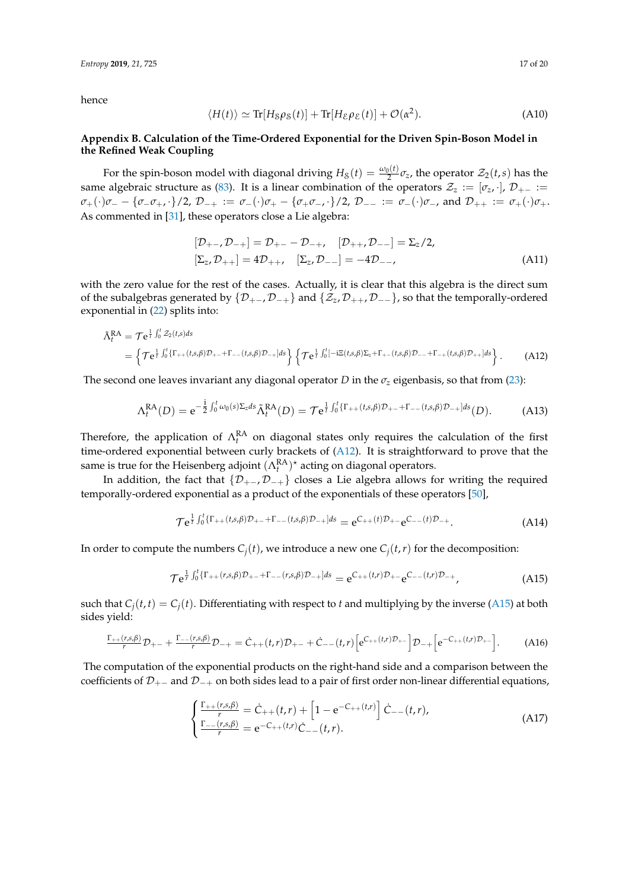hence

$$\langle H(t)\rangle \simeq \mathrm{Tr}[H_{\mathcal{S}}\rho_{\mathcal{S}}(t)] + \mathrm{Tr}[H_{\mathcal{E}}\rho_{\mathcal{E}}(t)] + \mathcal{O}(\alpha^2). \tag{A10}$$

## Appendix B. Calculation of the Time-Ordered Exponential for the Driven Spin-Boson Model in the Refined Weak Coupling

For the spin-boson model with diagonal driving $H_{\mathcal{S}}(t) = \frac{\omega_0(t)}{2}\sigma_z$, the operator $\mathcal{Z}_2(t,s)$ has the same algebraic structure as (83). It is a linear combination of the operators $\mathcal{Z}_z := [\sigma_z, \cdot]$, $\mathcal{D}_{+-} := \sigma_+(\cdot)\sigma_- - \{\sigma_-\sigma_+, \cdot\}/2$, $\mathcal{D}_{-+} := \sigma_-(\cdot)\sigma_+ - \{\sigma_+\sigma_-, \cdot\}/2$, $\mathcal{D}_{--} := \sigma_-(\cdot)\sigma_-$, and $\mathcal{D}_{++} := \sigma_+(\cdot)\sigma_+$. As commented in [31], these operators close a Lie algebra:

$$\begin{aligned}
&[\mathcal{D}_{+-}, \mathcal{D}_{-+}] = \mathcal{D}_{+-} - \mathcal{D}_{-+}, \quad [\mathcal{D}_{++}, \mathcal{D}_{--}] = \Sigma_z/2, \\
&[\Sigma_z, \mathcal{D}_{++}] = 4\mathcal{D}_{++}, \quad [\Sigma_z, \mathcal{D}_{--}] = -4\mathcal{D}_{--},
\end{aligned} \tag{A11}$$

with the zero value for the rest of the cases. Actually, it is clear that this algebra is the direct sum of the subalgebras generated by $\{\mathcal{D}_{+-}, \mathcal{D}_{-+}\}$ and $\{\mathcal{Z}_z, \mathcal{D}_{++}, \mathcal{D}_{--}\}$, so that the temporally-ordered exponential in (22) splits into:

$$\begin{aligned}
\tilde{\Lambda}_t^{\mathrm{RA}} &= \mathcal{T}e^{\frac{1}{t}\int_0^t \mathcal{Z}_2(t,s)ds} \\
&= \left\{\mathcal{T}e^{\frac{1}{t}\int_0^t \{\Gamma_{++}(t,s,\beta)\mathcal{D}_{+-} + \Gamma_{--}(t,s,\beta)\mathcal{D}_{-+}\}ds}\right\}\left\{\mathcal{T}e^{\frac{1}{t}\int_0^t [-i\Xi(t,s,\beta)\Sigma_z + \Gamma_{+-}(t,s,\beta)\mathcal{D}_{--} + \Gamma_{-+}(t,s,\beta)\mathcal{D}_{++}]ds}\right\}.
\end{aligned} \tag{A12}$$

The second one leaves invariant any diagonal operator $D$ in the $\sigma_z$ eigenbasis, so that from (23):

$$\Lambda_t^{\mathrm{RA}}(D) = e^{-\frac{i}{2}\int_0^t \omega_0(s)\Sigma_z ds}\tilde{\Lambda}_t^{\mathrm{RA}}(D) = \mathcal{T}e^{\frac{1}{t}\int_0^t \{\Gamma_{++}(t,s,\beta)\mathcal{D}_{+-} + \Gamma_{--}(t,s,\beta)\mathcal{D}_{-+}\}ds}(D). \tag{A13}$$

Therefore, the application of $\Lambda_t^{\mathrm{RA}}$ on diagonal states only requires the calculation of the first time-ordered exponential between curly brackets of (A12). It is straightforward to prove that the same is true for the Heisenberg adjoint $(\Lambda_t^{\mathrm{RA}})^\star$ acting on diagonal operators.

In addition, the fact that $\{\mathcal{D}_{+-}, \mathcal{D}_{-+}\}$ closes a Lie algebra allows for writing the required temporally-ordered exponential as a product of the exponentials of these operators [50],

$$\mathcal{T}e^{\frac{1}{t}\int_0^t \{\Gamma_{++}(t,s,\beta)\mathcal{D}_{+-} + \Gamma_{--}(t,s,\beta)\mathcal{D}_{-+}\}ds} = e^{C_{++}(t)\mathcal{D}_{+-}}e^{C_{--}(t)\mathcal{D}_{-+}}. \tag{A14}$$

In order to compute the numbers $C_j(t)$, we introduce a new one $C_j(t,r)$ for the decomposition:

$$\mathcal{T}e^{\frac{1}{r}\int_0^t \{\Gamma_{++}(r,s,\beta)\mathcal{D}_{+-} + \Gamma_{--}(r,s,\beta)\mathcal{D}_{-+}\}ds} = e^{C_{++}(t,r)\mathcal{D}_{+-}}e^{C_{--}(t,r)\mathcal{D}_{-+}}, \tag{A15}$$

such that $C_j(t,t) = C_j(t)$. Differentiating with respect to $t$ and multiplying by the inverse (A15) at both sides yield:

$$\tfrac{\Gamma_{++}(r,s,\beta)}{r}\mathcal{D}_{+-} + \tfrac{\Gamma_{--}(r,s,\beta)}{r}\mathcal{D}_{-+} = \dot{C}_{++}(t,r)\mathcal{D}_{+-} + \dot{C}_{--}(t,r)\left[e^{C_{++}(t,r)\mathcal{D}_{+-}}\right]\mathcal{D}_{-+}\left[e^{-C_{++}(t,r)\mathcal{D}_{+-}}\right]. \tag{A16}$$

The computation of the exponential products on the right-hand side and a comparison between the coefficients of $\mathcal{D}_{+-}$ and $\mathcal{D}_{-+}$ on both sides lead to a pair of first order non-linear differential equations,

$$\begin{cases}
\frac{\Gamma_{++}(r,s,\beta)}{r} = \dot{C}_{++}(t,r) + \left[1 - e^{-C_{++}(t,r)}\right]\dot{C}_{--}(t,r), \\
\frac{\Gamma_{--}(r,s,\beta)}{r} = e^{-C_{++}(t,r)}\dot{C}_{--}(t,r).
\end{cases} \tag{A17}$$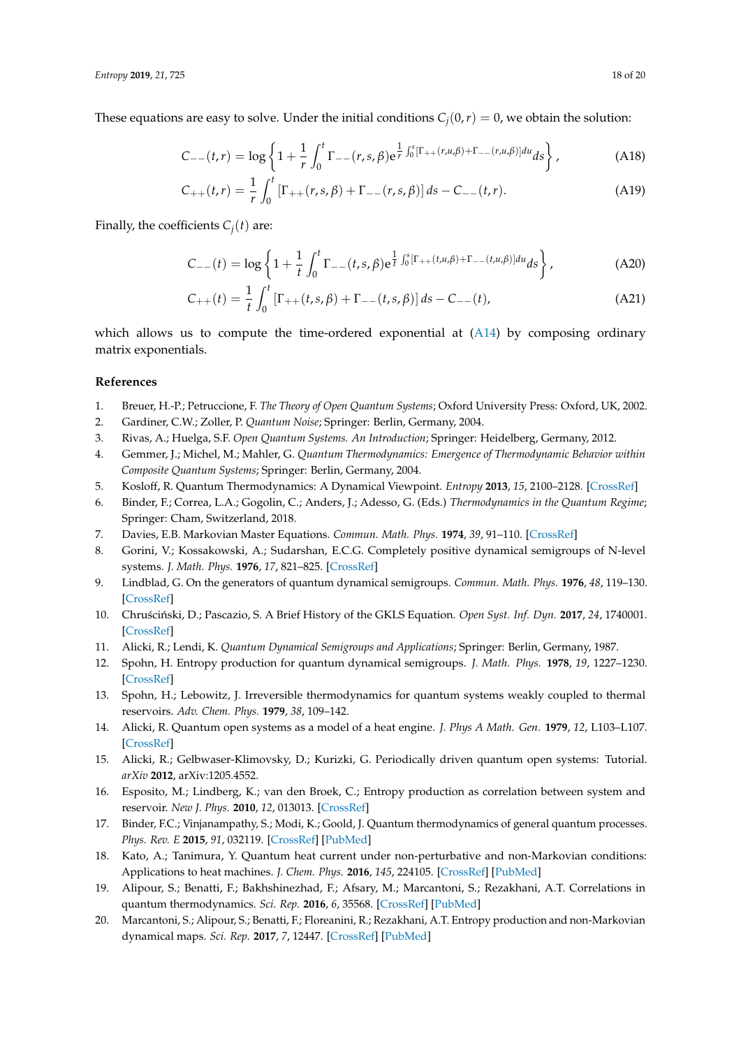These equations are easy to solve. Under the initial conditions $C_j(0, r) = 0$, we obtain the solution:

$$C_{--}(t, r) = \log\left\{1 + \frac{1}{r}\int_0^t \Gamma_{--}(r, s, \beta) e^{\frac{1}{r}\int_0^s [\Gamma_{++}(r,u,\beta) + \Gamma_{--}(r,u,\beta)] du} ds\right\}, \tag{A18}$$

$$C_{++}(t, r) = \frac{1}{r}\int_0^t [\Gamma_{++}(r, s, \beta) + \Gamma_{--}(r, s, \beta)] \, ds - C_{--}(t, r). \tag{A19}$$

Finally, the coefficients $C_j(t)$ are:

$$C_{--}(t) = \log\left\{1 + \frac{1}{t}\int_0^t \Gamma_{--}(t, s, \beta) e^{\frac{1}{t}\int_0^s [\Gamma_{++}(t,u,\beta) + \Gamma_{--}(t,u,\beta)] du} ds\right\}, \tag{A20}$$

$$C_{++}(t) = \frac{1}{t}\int_0^t [\Gamma_{++}(t, s, \beta) + \Gamma_{--}(t, s, \beta)] \, ds - C_{--}(t), \tag{A21}$$

which allows us to compute the time-ordered exponential at (A14) by composing ordinary matrix exponentials.

## References

1. Breuer, H.-P.; Petruccione, F. *The Theory of Open Quantum Systems*; Oxford University Press: Oxford, UK, 2002.
2. Gardiner, C.W.; Zoller, P. *Quantum Noise*; Springer: Berlin, Germany, 2004.
3. Rivas, A.; Huelga, S.F. *Open Quantum Systems. An Introduction*; Springer: Heidelberg, Germany, 2012.
4. Gemmer, J.; Michel, M.; Mahler, G. *Quantum Thermodynamics: Emergence of Thermodynamic Behavior within Composite Quantum Systems*; Springer: Berlin, Germany, 2004.
5. Kosloff, R. Quantum Thermodynamics: A Dynamical Viewpoint. *Entropy* **2013**, *15*, 2100–2128. [CrossRef]
6. Binder, F.; Correa, L.A.; Gogolin, C.; Anders, J.; Adesso, G. (Eds.) *Thermodynamics in the Quantum Regime*; Springer: Cham, Switzerland, 2018.
7. Davies, E.B. Markovian Master Equations. *Commun. Math. Phys.* **1974**, *39*, 91–110. [CrossRef]
8. Gorini, V.; Kossakowski, A.; Sudarshan, E.C.G. Completely positive dynamical semigroups of N-level systems. *J. Math. Phys.* **1976**, *17*, 821–825. [CrossRef]
9. Lindblad, G. On the generators of quantum dynamical semigroups. *Commun. Math. Phys.* **1976**, *48*, 119–130. [CrossRef]
10. Chruściński, D.; Pascazio, S. A Brief History of the GKLS Equation. *Open Syst. Inf. Dyn.* **2017**, *24*, 1740001. [CrossRef]
11. Alicki, R.; Lendi, K. *Quantum Dynamical Semigroups and Applications*; Springer: Berlin, Germany, 1987.
12. Spohn, H. Entropy production for quantum dynamical semigroups. *J. Math. Phys.* **1978**, *19*, 1227–1230. [CrossRef]
13. Spohn, H.; Lebowitz, J. Irreversible thermodynamics for quantum systems weakly coupled to thermal reservoirs. *Adv. Chem. Phys.* **1979**, *38*, 109–142.
14. Alicki, R. Quantum open systems as a model of a heat engine. *J. Phys A Math. Gen.* **1979**, *12*, L103–L107. [CrossRef]
15. Alicki, R.; Gelbwaser-Klimovsky, D.; Kurizki, G. Periodically driven quantum open systems: Tutorial. *arXiv* **2012**, arXiv:1205.4552.
16. Esposito, M.; Lindberg, K.; van den Broek, C.; Entropy production as correlation between system and reservoir. *New J. Phys.* **2010**, *12*, 013013. [CrossRef]
17. Binder, F.C.; Vinjanampathy, S.; Modi, K.; Goold, J. Quantum thermodynamics of general quantum processes. *Phys. Rev. E* **2015**, *91*, 032119. [CrossRef] [PubMed]
18. Kato, A.; Tanimura, Y. Quantum heat current under non-perturbative and non-Markovian conditions: Applications to heat machines. *J. Chem. Phys.* **2016**, *145*, 224105. [CrossRef] [PubMed]
19. Alipour, S.; Benatti, F.; Bakhshinezhad, F.; Afsary, M.; Marcantoni, S.; Rezakhani, A.T. Correlations in quantum thermodynamics. *Sci. Rep.* **2016**, *6*, 35568. [CrossRef] [PubMed]
20. Marcantoni, S.; Alipour, S.; Benatti, F.; Floreanini, R.; Rezakhani, A.T. Entropy production and non-Markovian dynamical maps. *Sci. Rep.* **2017**, *7*, 12447. [CrossRef] [PubMed]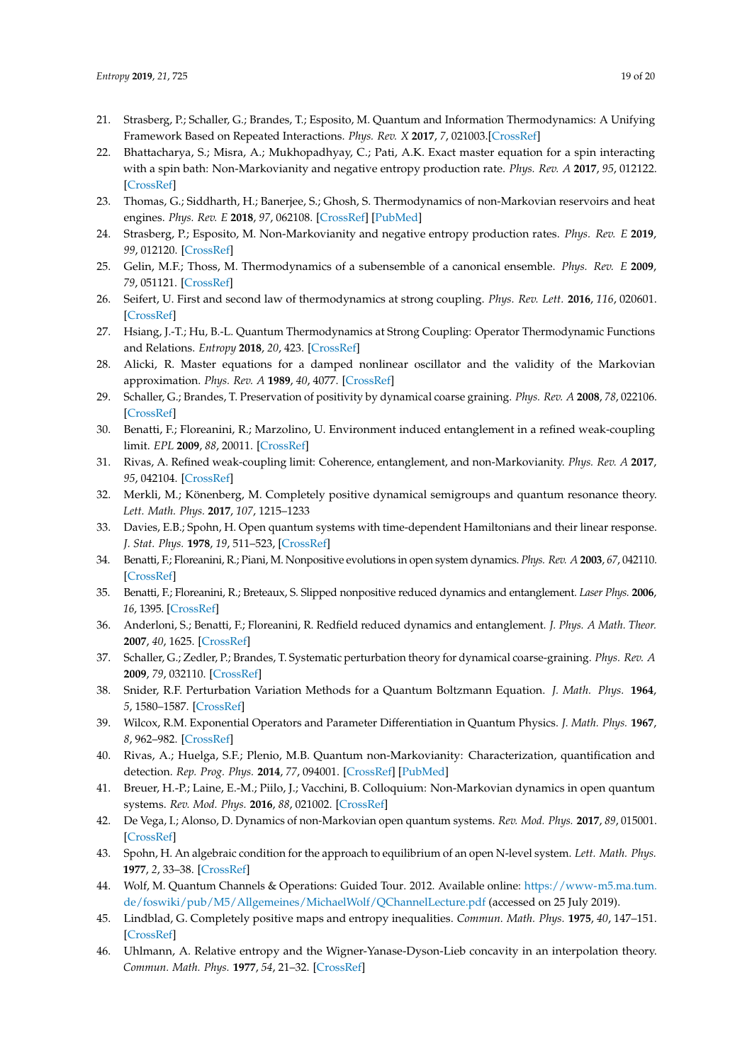21. Strasberg, P.; Schaller, G.; Brandes, T.; Esposito, M. Quantum and Information Thermodynamics: A Unifying Framework Based on Repeated Interactions. *Phys. Rev. X* **2017**, *7*, 021003.[CrossRef]
22. Bhattacharya, S.; Misra, A.; Mukhopadhyay, C.; Pati, A.K. Exact master equation for a spin interacting with a spin bath: Non-Markovianity and negative entropy production rate. *Phys. Rev. A* **2017**, *95*, 012122. [CrossRef]
23. Thomas, G.; Siddharth, H.; Banerjee, S.; Ghosh, S. Thermodynamics of non-Markovian reservoirs and heat engines. *Phys. Rev. E* **2018**, *97*, 062108. [CrossRef] [PubMed]
24. Strasberg, P.; Esposito, M. Non-Markovianity and negative entropy production rates. *Phys. Rev. E* **2019**, *99*, 012120. [CrossRef]
25. Gelin, M.F.; Thoss, M. Thermodynamics of a subensemble of a canonical ensemble. *Phys. Rev. E* **2009**, *79*, 051121. [CrossRef]
26. Seifert, U. First and second law of thermodynamics at strong coupling. *Phys. Rev. Lett.* **2016**, *116*, 020601. [CrossRef]
27. Hsiang, J.-T.; Hu, B.-L. Quantum Thermodynamics at Strong Coupling: Operator Thermodynamic Functions and Relations. *Entropy* **2018**, *20*, 423. [CrossRef]
28. Alicki, R. Master equations for a damped nonlinear oscillator and the validity of the Markovian approximation. *Phys. Rev. A* **1989**, *40*, 4077. [CrossRef]
29. Schaller, G.; Brandes, T. Preservation of positivity by dynamical coarse graining. *Phys. Rev. A* **2008**, *78*, 022106. [CrossRef]
30. Benatti, F.; Floreanini, R.; Marzolino, U. Environment induced entanglement in a refined weak-coupling limit. *EPL* **2009**, *88*, 20011. [CrossRef]
31. Rivas, A. Refined weak-coupling limit: Coherence, entanglement, and non-Markovianity. *Phys. Rev. A* **2017**, *95*, 042104. [CrossRef]
32. Merkli, M.; Könenberg, M. Completely positive dynamical semigroups and quantum resonance theory. *Lett. Math. Phys.* **2017**, *107*, 1215–1233
33. Davies, E.B.; Spohn, H. Open quantum systems with time-dependent Hamiltonians and their linear response. *J. Stat. Phys.* **1978**, *19*, 511–523, [CrossRef]
34. Benatti, F.; Floreanini, R.; Piani, M. Nonpositive evolutions in open system dynamics. *Phys. Rev. A* **2003**, *67*, 042110. [CrossRef]
35. Benatti, F.; Floreanini, R.; Breteaux, S. Slipped nonpositive reduced dynamics and entanglement. *Laser Phys.* **2006**, *16*, 1395. [CrossRef]
36. Anderloni, S.; Benatti, F.; Floreanini, R. Redfield reduced dynamics and entanglement. *J. Phys. A Math. Theor.* **2007**, *40*, 1625. [CrossRef]
37. Schaller, G.; Zedler, P.; Brandes, T. Systematic perturbation theory for dynamical coarse-graining. *Phys. Rev. A* **2009**, *79*, 032110. [CrossRef]
38. Snider, R.F. Perturbation Variation Methods for a Quantum Boltzmann Equation. *J. Math. Phys.* **1964**, *5*, 1580–1587. [CrossRef]
39. Wilcox, R.M. Exponential Operators and Parameter Differentiation in Quantum Physics. *J. Math. Phys.* **1967**, *8*, 962–982. [CrossRef]
40. Rivas, A.; Huelga, S.F.; Plenio, M.B. Quantum non-Markovianity: Characterization, quantification and detection. *Rep. Prog. Phys.* **2014**, *77*, 094001. [CrossRef] [PubMed]
41. Breuer, H.-P.; Laine, E.-M.; Piilo, J.; Vacchini, B. Colloquium: Non-Markovian dynamics in open quantum systems. *Rev. Mod. Phys.* **2016**, *88*, 021002. [CrossRef]
42. De Vega, I.; Alonso, D. Dynamics of non-Markovian open quantum systems. *Rev. Mod. Phys.* **2017**, *89*, 015001. [CrossRef]
43. Spohn, H. An algebraic condition for the approach to equilibrium of an open N-level system. *Lett. Math. Phys.* **1977**, *2*, 33–38. [CrossRef]
44. Wolf, M. Quantum Channels & Operations: Guided Tour. 2012. Available online: https://www-m5.ma.tum.de/foswiki/pub/M5/Allgemeines/MichaelWolf/QChannelLecture.pdf (accessed on 25 July 2019).
45. Lindblad, G. Completely positive maps and entropy inequalities. *Commun. Math. Phys.* **1975**, *40*, 147–151. [CrossRef]
46. Uhlmann, A. Relative entropy and the Wigner-Yanase-Dyson-Lieb concavity in an interpolation theory. *Commun. Math. Phys.* **1977**, *54*, 21–32. [CrossRef]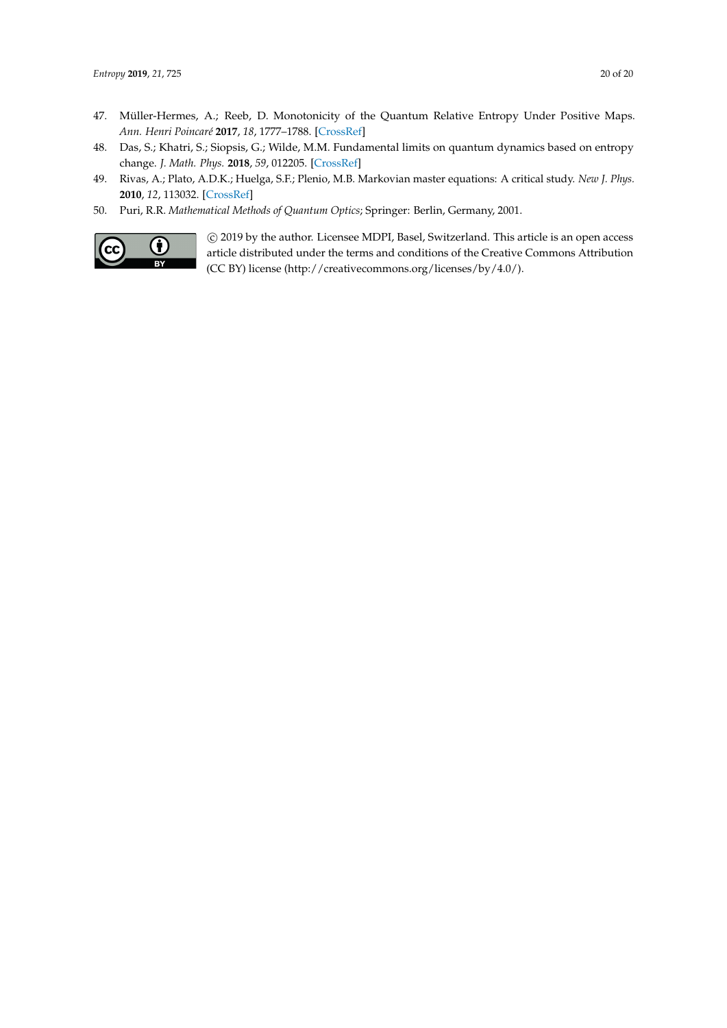47. Müller-Hermes, A.; Reeb, D. Monotonicity of the Quantum Relative Entropy Under Positive Maps. *Ann. Henri Poincaré* **2017**, *18*, 1777–1788. [CrossRef]
48. Das, S.; Khatri, S.; Siopsis, G.; Wilde, M.M. Fundamental limits on quantum dynamics based on entropy change. *J. Math. Phys.* **2018**, *59*, 012205. [CrossRef]
49. Rivas, A.; Plato, A.D.K.; Huelga, S.F.; Plenio, M.B. Markovian master equations: A critical study. *New J. Phys.* **2010**, *12*, 113032. [CrossRef]
50. Puri, R.R. *Mathematical Methods of Quantum Optics*; Springer: Berlin, Germany, 2001.

© 2019 by the author. Licensee MDPI, Basel, Switzerland. This article is an open access article distributed under the terms and conditions of the Creative Commons Attribution (CC BY) license (http://creativecommons.org/licenses/by/4.0/).